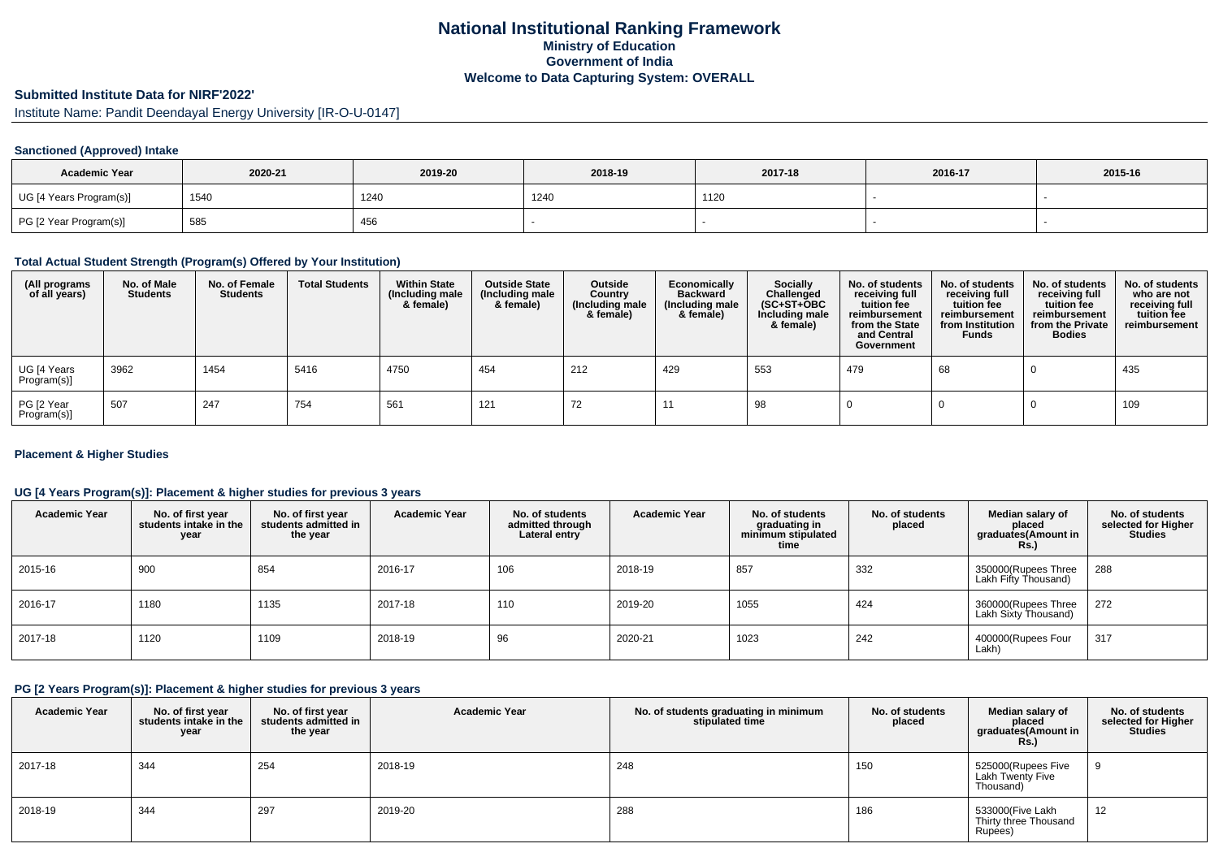# National Institutional Ranking Framework

**Ministry of Education**
**Government of India**
**Welcome to Data Capturing System: OVERALL**

## Submitted Institute Data for NIRF'2022'

Institute Name: Pandit Deendayal Energy University [IR-O-U-0147]

### Sanctioned (Approved) Intake

| Academic Year | 2020-21 | 2019-20 | 2018-19 | 2017-18 | 2016-17 | 2015-16 |
|---|---|---|---|---|---|---|
| UG [4 Years Program(s)] | 1540 | 1240 | 1240 | 1120 | - | - |
| PG [2 Year Program(s)] | 585 | 456 | - | - | - | - |

### Total Actual Student Strength (Program(s) Offered by Your Institution)

| (All programs of all years) | No. of Male Students | No. of Female Students | Total Students | Within State (Including male & female) | Outside State (Including male & female) | Outside Country (Including male & female) | Economically Backward (Including male & female) | Socially Challenged (SC+ST+OBC Including male & female) | No. of students receiving full tuition fee reimbursement from the State and Central Government | No. of students receiving full tuition fee reimbursement from Institution Funds | No. of students receiving full tuition fee reimbursement from the Private Bodies | No. of students who are not receiving full tuition fee reimbursement |
|---|---|---|---|---|---|---|---|---|---|---|---|---|
| UG [4 Years Program(s)] | 3962 | 1454 | 5416 | 4750 | 454 | 212 | 429 | 553 | 479 | 68 | 0 | 435 |
| PG [2 Year Program(s)] | 507 | 247 | 754 | 561 | 121 | 72 | 11 | 98 | 0 | 0 | 0 | 109 |

### Placement & Higher Studies

#### UG [4 Years Program(s)]: Placement & higher studies for previous 3 years

| Academic Year | No. of first year students intake in the year | No. of first year students admitted in the year | Academic Year | No. of students admitted through Lateral entry | Academic Year | No. of students graduating in minimum stipulated time | No. of students placed | Median salary of placed graduates(Amount in Rs.) | No. of students selected for Higher Studies |
|---|---|---|---|---|---|---|---|---|---|
| 2015-16 | 900 | 854 | 2016-17 | 106 | 2018-19 | 857 | 332 | 350000(Rupees Three Lakh Fifty Thousand) | 288 |
| 2016-17 | 1180 | 1135 | 2017-18 | 110 | 2019-20 | 1055 | 424 | 360000(Rupees Three Lakh Sixty Thousand) | 272 |
| 2017-18 | 1120 | 1109 | 2018-19 | 96 | 2020-21 | 1023 | 242 | 400000(Rupees Four Lakh) | 317 |

#### PG [2 Years Program(s)]: Placement & higher studies for previous 3 years

| Academic Year | No. of first year students intake in the year | No. of first year students admitted in the year | Academic Year | No. of students graduating in minimum stipulated time | No. of students placed | Median salary of placed graduates(Amount in Rs.) | No. of students selected for Higher Studies |
|---|---|---|---|---|---|---|---|
| 2017-18 | 344 | 254 | 2018-19 | 248 | 150 | 525000(Rupees Five Lakh Twenty Five Thousand) | 9 |
| 2018-19 | 344 | 297 | 2019-20 | 288 | 186 | 533000(Five Lakh Thirty three Thousand Rupees) | 12 |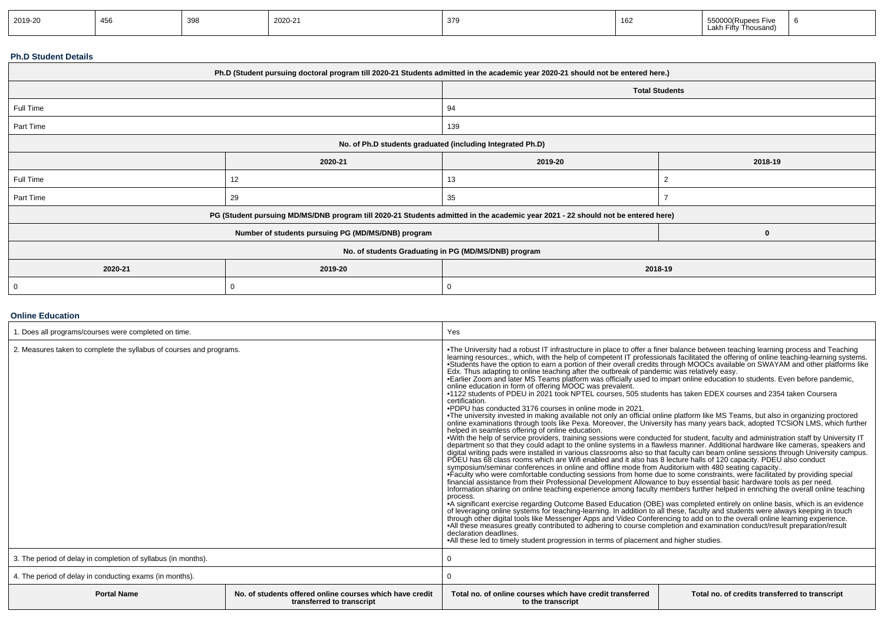| 2019-20 | 456 | 398 | 2020-21 | 379 | 162 | 550000(Rupees Five Lakh Fifty Thousand) | 6 |
|---|---|---|---|---|---|---|---|

**Ph.D Student Details**

| Ph.D (Student pursuing doctoral program till 2020-21 Students admitted in the academic year 2020-21 should not be entered here.) | | | |
|---|---|---|---|
| | | **Total Students** | |
| Full Time | | 94 | |
| Part Time | | 139 | |
| **No. of Ph.D students graduated (including Integrated Ph.D)** | | | |
| | **2020-21** | **2019-20** | **2018-19** |
| Full Time | 12 | 13 | 2 |
| Part Time | 29 | 35 | 7 |
| **PG (Student pursuing MD/MS/DNB program till 2020-21 Students admitted in the academic year 2021 - 22 should not be entered here)** | | | |
| **Number of students pursuing PG (MD/MS/DNB) program** | | | **0** |
| **No. of students Graduating in PG (MD/MS/DNB) program** | | | |
| **2020-21** | **2019-20** | **2018-19** | |
| 0 | 0 | 0 | |

**Online Education**

| 1. Does all programs/courses were completed on time. | | Yes | |
|---|---|---|---|
| 2. Measures taken to complete the syllabus of courses and programs. | | •The University had a robust IT infrastructure in place to offer a finer balance between teaching learning process and Teaching learning resources., which, with the help of competent IT professionals facilitated the offering of online teaching-learning systems.<br>•Students have the option to earn a portion of their overall credits through MOOCs available on SWAYAM and other platforms like Edx. Thus adapting to online teaching after the outbreak of pandemic was relatively easy.<br>•Earlier Zoom and later MS Teams platform was officially used to impart online education to students. Even before pandemic, online education in form of offering MOOC was prevalent.<br>•1122 students of PDEU in 2021 took NPTEL courses, 505 students has taken EDEX courses and 2354 taken Coursera certification.<br>•PDPU has conducted 3176 courses in online mode in 2021.<br>•The university invested in making available not only an official online platform like MS Teams, but also in organizing proctored online examinations through tools like Pexa. Moreover, the University has many years back, adopted TCSiON LMS, which further helped in seamless offering of online education.<br>•With the help of service providers, training sessions were conducted for student, faculty and administration staff by University IT department so that they could adapt to the online systems in a flawless manner. Additional hardware like cameras, speakers and digital writing pads were installed in various classrooms also so that faculty can beam online sessions through University campus. PDEU has 68 class rooms which are Wifi enabled and it also has 8 lecture halls of 120 capacity. PDEU also conduct symposium/seminar conferences in online and offline mode from Auditorium with 480 seating capacity..<br>•Faculty who were comfortable conducting sessions from home due to some constraints, were facilitated by providing special financial assistance from their Professional Development Allowance to buy essential basic hardware tools as per need. Information sharing on online teaching experience among faculty members further helped in enriching the overall online teaching process.<br>•A significant exercise regarding Outcome Based Education (OBE) was completed entirely on online basis, which is an evidence of leveraging online systems for teaching-learning. In addition to all these, faculty and students were always keeping in touch through other digital tools like Messenger Apps and Video Conferencing to add on to the overall online learning experience.<br>•All these measures greatly contributed to adhering to course completion and examination conduct/result preparation/result declaration deadlines.<br>•All these led to timely student progression in terms of placement and higher studies. | |
| 3. The period of delay in completion of syllabus (in months). | | 0 | |
| 4. The period of delay in conducting exams (in months). | | 0 | |
| **Portal Name** | **No. of students offered online courses which have credit transferred to transcript** | **Total no. of online courses which have credit transferred to the transcript** | **Total no. of credits transferred to transcript** |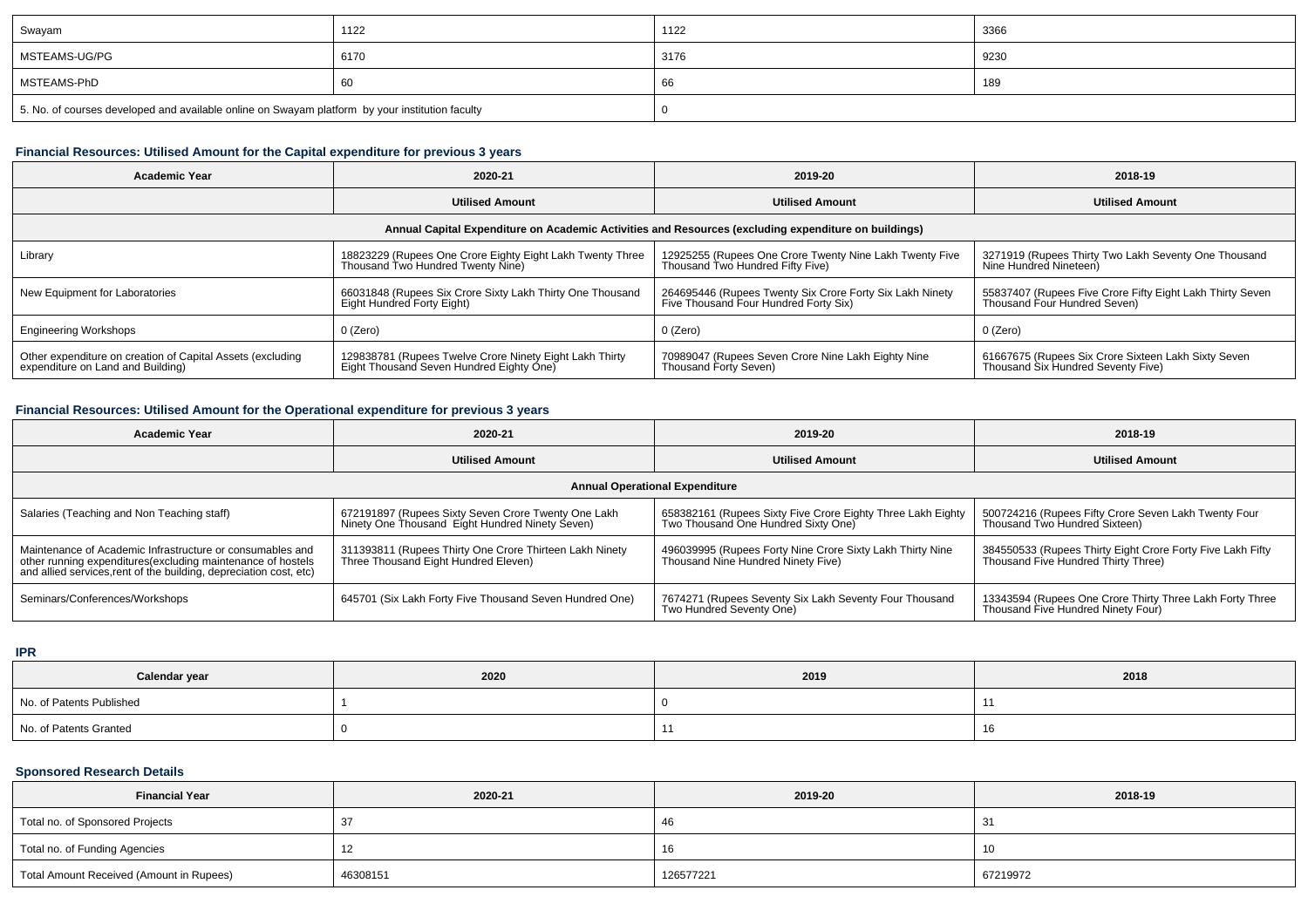| Swayam | 1122 | 1122 | 3366 |
|---|---|---|---|
| MSTEAMS-UG/PG | 6170 | 3176 | 9230 |
| MSTEAMS-PhD | 60 | 66 | 189 |
| 5. No. of courses developed and available online on Swayam platform by your institution faculty | | 0 | |

### Financial Resources: Utilised Amount for the Capital expenditure for previous 3 years

| Academic Year | 2020-21 | 2019-20 | 2018-19 |
|---|---|---|---|
| | Utilised Amount | Utilised Amount | Utilised Amount |
| Annual Capital Expenditure on Academic Activities and Resources (excluding expenditure on buildings) | | | |
| Library | 18823229 (Rupees One Crore Eighty Eight Lakh Twenty Three Thousand Two Hundred Twenty Nine) | 12925255 (Rupees One Crore Twenty Nine Lakh Twenty Five Thousand Two Hundred Fifty Five) | 3271919 (Rupees Thirty Two Lakh Seventy One Thousand Nine Hundred Nineteen) |
| New Equipment for Laboratories | 66031848 (Rupees Six Crore Sixty Lakh Thirty One Thousand Eight Hundred Forty Eight) | 264695446 (Rupees Twenty Six Crore Forty Six Lakh Ninety Five Thousand Four Hundred Forty Six) | 55837407 (Rupees Five Crore Fifty Eight Lakh Thirty Seven Thousand Four Hundred Seven) |
| Engineering Workshops | 0 (Zero) | 0 (Zero) | 0 (Zero) |
| Other expenditure on creation of Capital Assets (excluding expenditure on Land and Building) | 129838781 (Rupees Twelve Crore Ninety Eight Lakh Thirty Eight Thousand Seven Hundred Eighty One) | 70989047 (Rupees Seven Crore Nine Lakh Eighty Nine Thousand Forty Seven) | 61667675 (Rupees Six Crore Sixteen Lakh Sixty Seven Thousand Six Hundred Seventy Five) |

### Financial Resources: Utilised Amount for the Operational expenditure for previous 3 years

| Academic Year | 2020-21 | 2019-20 | 2018-19 |
|---|---|---|---|
| | Utilised Amount | Utilised Amount | Utilised Amount |
| Annual Operational Expenditure | | | |
| Salaries (Teaching and Non Teaching staff) | 672191897 (Rupees Sixty Seven Crore Twenty One Lakh Ninety One Thousand Eight Hundred Ninety Seven) | 658382161 (Rupees Sixty Five Crore Eighty Three Lakh Eighty Two Thousand One Hundred Sixty One) | 500724216 (Rupees Fifty Crore Seven Lakh Twenty Four Thousand Two Hundred Sixteen) |
| Maintenance of Academic Infrastructure or consumables and other running expenditures(excluding maintenance of hostels and allied services,rent of the building, depreciation cost, etc) | 311393811 (Rupees Thirty One Crore Thirteen Lakh Ninety Three Thousand Eight Hundred Eleven) | 496039995 (Rupees Forty Nine Crore Sixty Lakh Thirty Nine Thousand Nine Hundred Ninety Five) | 384550533 (Rupees Thirty Eight Crore Forty Five Lakh Fifty Thousand Five Hundred Thirty Three) |
| Seminars/Conferences/Workshops | 645701 (Six Lakh Forty Five Thousand Seven Hundred One) | 7674271 (Rupees Seventy Six Lakh Seventy Four Thousand Two Hundred Seventy One) | 13343594 (Rupees One Crore Thirty Three Lakh Forty Three Thousand Five Hundred Ninety Four) |

### IPR

| Calendar year | 2020 | 2019 | 2018 |
|---|---|---|---|
| No. of Patents Published | 1 | 0 | 11 |
| No. of Patents Granted | 0 | 11 | 16 |

### Sponsored Research Details

| Financial Year | 2020-21 | 2019-20 | 2018-19 |
|---|---|---|---|
| Total no. of Sponsored Projects | 37 | 46 | 31 |
| Total no. of Funding Agencies | 12 | 16 | 10 |
| Total Amount Received (Amount in Rupees) | 46308151 | 126577221 | 67219972 |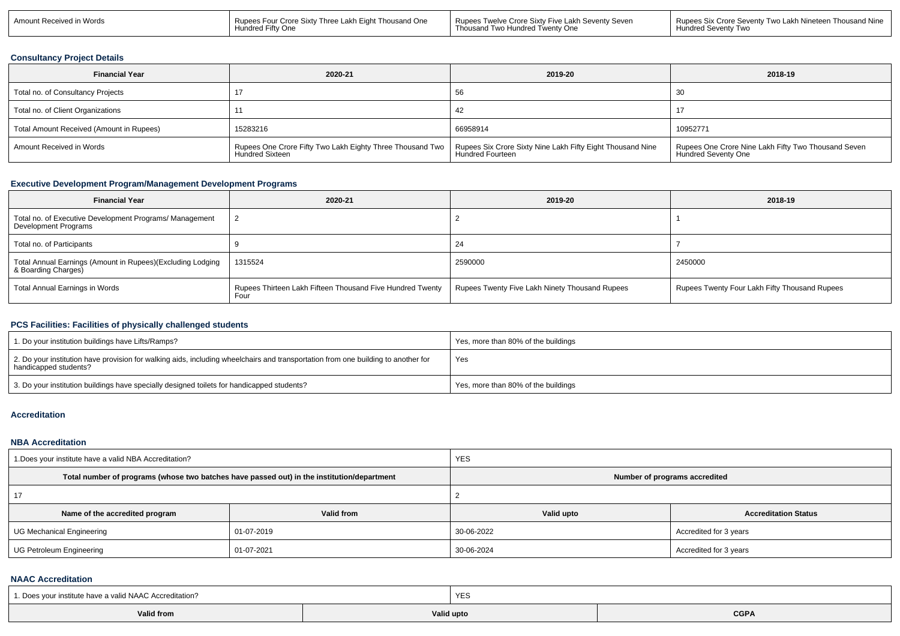| Amount Received in Words | Rupees Four Crore Sixty Three Lakh Eight Thousand One Hundred Fifty One | Rupees Twelve Crore Sixty Five Lakh Seventy Seven Thousand Two Hundred Twenty One | Rupees Six Crore Seventy Two Lakh Nineteen Thousand Nine Hundred Seventy Two |
|---|---|---|---|

### Consultancy Project Details

| Financial Year | 2020-21 | 2019-20 | 2018-19 |
|---|---|---|---|
| Total no. of Consultancy Projects | 17 | 56 | 30 |
| Total no. of Client Organizations | 11 | 42 | 17 |
| Total Amount Received (Amount in Rupees) | 15283216 | 66958914 | 10952771 |
| Amount Received in Words | Rupees One Crore Fifty Two Lakh Eighty Three Thousand Two Hundred Sixteen | Rupees Six Crore Sixty Nine Lakh Fifty Eight Thousand Nine Hundred Fourteen | Rupees One Crore Nine Lakh Fifty Two Thousand Seven Hundred Seventy One |

### Executive Development Program/Management Development Programs

| Financial Year | 2020-21 | 2019-20 | 2018-19 |
|---|---|---|---|
| Total no. of Executive Development Programs/ Management Development Programs | 2 | 2 | 1 |
| Total no. of Participants | 9 | 24 | 7 |
| Total Annual Earnings (Amount in Rupees)(Excluding Lodging & Boarding Charges) | 1315524 | 2590000 | 2450000 |
| Total Annual Earnings in Words | Rupees Thirteen Lakh Fifteen Thousand Five Hundred Twenty Four | Rupees Twenty Five Lakh Ninety Thousand Rupees | Rupees Twenty Four Lakh Fifty Thousand Rupees |

### PCS Facilities: Facilities of physically challenged students

| | |
|---|---|
| 1. Do your institution buildings have Lifts/Ramps? | Yes, more than 80% of the buildings |
| 2. Do your institution have provision for walking aids, including wheelchairs and transportation from one building to another for handicapped students? | Yes |
| 3. Do your institution buildings have specially designed toilets for handicapped students? | Yes, more than 80% of the buildings |

### Accreditation

### NBA Accreditation

| 1.Does your institute have a valid NBA Accreditation? | | YES | |
|---|---|---|---|
| Total number of programs (whose two batches have passed out) in the institution/department | | Number of programs accredited | |
| 17 | | 2 | |
| **Name of the accredited program** | **Valid from** | **Valid upto** | **Accreditation Status** |
| UG Mechanical Engineering | 01-07-2019 | 30-06-2022 | Accredited for 3 years |
| UG Petroleum Engineering | 01-07-2021 | 30-06-2024 | Accredited for 3 years |

### NAAC Accreditation

| 1. Does your institute have a valid NAAC Accreditation? | YES | |
|---|---|---|
| **Valid from** | **Valid upto** | **CGPA** |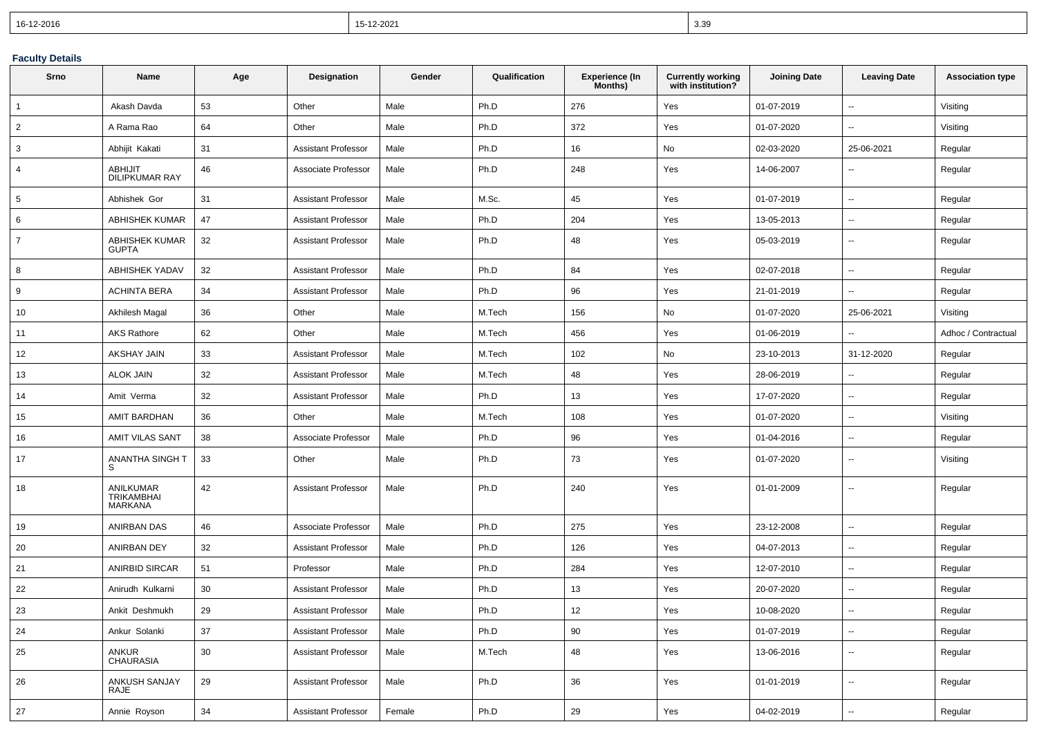| 16-12-2016 | 15-12-2021 | 3.39 |
|---|---|---|

**Faculty Details**

| Srno | Name | Age | Designation | Gender | Qualification | Experience (In Months) | Currently working with institution? | Joining Date | Leaving Date | Association type |
|---|---|---|---|---|---|---|---|---|---|---|
| 1 | Akash Davda | 53 | Other | Male | Ph.D | 276 | Yes | 01-07-2019 | -- | Visiting |
| 2 | A Rama Rao | 64 | Other | Male | Ph.D | 372 | Yes | 01-07-2020 | -- | Visiting |
| 3 | Abhijit Kakati | 31 | Assistant Professor | Male | Ph.D | 16 | No | 02-03-2020 | 25-06-2021 | Regular |
| 4 | ABHIJIT DILIPKUMAR RAY | 46 | Associate Professor | Male | Ph.D | 248 | Yes | 14-06-2007 | -- | Regular |
| 5 | Abhishek Gor | 31 | Assistant Professor | Male | M.Sc. | 45 | Yes | 01-07-2019 | -- | Regular |
| 6 | ABHISHEK KUMAR | 47 | Assistant Professor | Male | Ph.D | 204 | Yes | 13-05-2013 | -- | Regular |
| 7 | ABHISHEK KUMAR GUPTA | 32 | Assistant Professor | Male | Ph.D | 48 | Yes | 05-03-2019 | -- | Regular |
| 8 | ABHISHEK YADAV | 32 | Assistant Professor | Male | Ph.D | 84 | Yes | 02-07-2018 | -- | Regular |
| 9 | ACHINTA BERA | 34 | Assistant Professor | Male | Ph.D | 96 | Yes | 21-01-2019 | -- | Regular |
| 10 | Akhilesh Magal | 36 | Other | Male | M.Tech | 156 | No | 01-07-2020 | 25-06-2021 | Visiting |
| 11 | AKS Rathore | 62 | Other | Male | M.Tech | 456 | Yes | 01-06-2019 | -- | Adhoc / Contractual |
| 12 | AKSHAY JAIN | 33 | Assistant Professor | Male | M.Tech | 102 | No | 23-10-2013 | 31-12-2020 | Regular |
| 13 | ALOK JAIN | 32 | Assistant Professor | Male | M.Tech | 48 | Yes | 28-06-2019 | -- | Regular |
| 14 | Amit Verma | 32 | Assistant Professor | Male | Ph.D | 13 | Yes | 17-07-2020 | -- | Regular |
| 15 | AMIT BARDHAN | 36 | Other | Male | M.Tech | 108 | Yes | 01-07-2020 | -- | Visiting |
| 16 | AMIT VILAS SANT | 38 | Associate Professor | Male | Ph.D | 96 | Yes | 01-04-2016 | -- | Regular |
| 17 | ANANTHA SINGH T S | 33 | Other | Male | Ph.D | 73 | Yes | 01-07-2020 | -- | Visiting |
| 18 | ANILKUMAR TRIKAMBHAI MARKANA | 42 | Assistant Professor | Male | Ph.D | 240 | Yes | 01-01-2009 | -- | Regular |
| 19 | ANIRBAN DAS | 46 | Associate Professor | Male | Ph.D | 275 | Yes | 23-12-2008 | -- | Regular |
| 20 | ANIRBAN DEY | 32 | Assistant Professor | Male | Ph.D | 126 | Yes | 04-07-2013 | -- | Regular |
| 21 | ANIRBID SIRCAR | 51 | Professor | Male | Ph.D | 284 | Yes | 12-07-2010 | -- | Regular |
| 22 | Anirudh Kulkarni | 30 | Assistant Professor | Male | Ph.D | 13 | Yes | 20-07-2020 | -- | Regular |
| 23 | Ankit Deshmukh | 29 | Assistant Professor | Male | Ph.D | 12 | Yes | 10-08-2020 | -- | Regular |
| 24 | Ankur Solanki | 37 | Assistant Professor | Male | Ph.D | 90 | Yes | 01-07-2019 | -- | Regular |
| 25 | ANKUR CHAURASIA | 30 | Assistant Professor | Male | M.Tech | 48 | Yes | 13-06-2016 | -- | Regular |
| 26 | ANKUSH SANJAY RAJE | 29 | Assistant Professor | Male | Ph.D | 36 | Yes | 01-01-2019 | -- | Regular |
| 27 | Annie Royson | 34 | Assistant Professor | Female | Ph.D | 29 | Yes | 04-02-2019 | -- | Regular |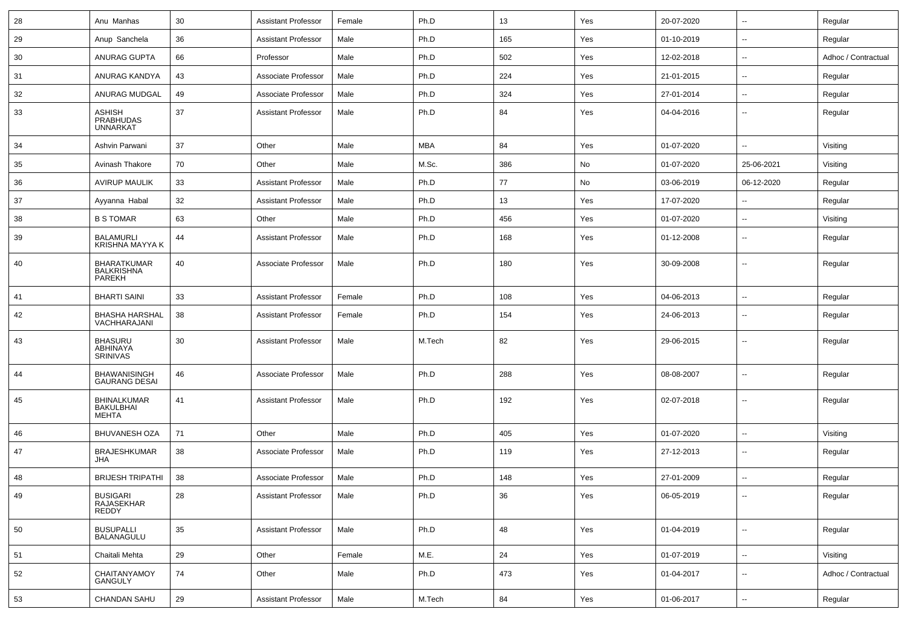| 28 | Anu Manhas | 30 | Assistant Professor | Female | Ph.D | 13 | Yes | 20-07-2020 | -- | Regular |
|---|---|---|---|---|---|---|---|---|---|---|
| 29 | Anup Sanchela | 36 | Assistant Professor | Male | Ph.D | 165 | Yes | 01-10-2019 | -- | Regular |
| 30 | ANURAG GUPTA | 66 | Professor | Male | Ph.D | 502 | Yes | 12-02-2018 | -- | Adhoc / Contractual |
| 31 | ANURAG KANDYA | 43 | Associate Professor | Male | Ph.D | 224 | Yes | 21-01-2015 | -- | Regular |
| 32 | ANURAG MUDGAL | 49 | Associate Professor | Male | Ph.D | 324 | Yes | 27-01-2014 | -- | Regular |
| 33 | ASHISH PRABHUDAS UNNARKAT | 37 | Assistant Professor | Male | Ph.D | 84 | Yes | 04-04-2016 | -- | Regular |
| 34 | Ashvin Parwani | 37 | Other | Male | MBA | 84 | Yes | 01-07-2020 | -- | Visiting |
| 35 | Avinash Thakore | 70 | Other | Male | M.Sc. | 386 | No | 01-07-2020 | 25-06-2021 | Visiting |
| 36 | AVIRUP MAULIK | 33 | Assistant Professor | Male | Ph.D | 77 | No | 03-06-2019 | 06-12-2020 | Regular |
| 37 | Ayyanna Habal | 32 | Assistant Professor | Male | Ph.D | 13 | Yes | 17-07-2020 | -- | Regular |
| 38 | B S TOMAR | 63 | Other | Male | Ph.D | 456 | Yes | 01-07-2020 | -- | Visiting |
| 39 | BALAMURLI KRISHNA MAYYA K | 44 | Assistant Professor | Male | Ph.D | 168 | Yes | 01-12-2008 | -- | Regular |
| 40 | BHARATKUMAR BALKRISHNA PAREKH | 40 | Associate Professor | Male | Ph.D | 180 | Yes | 30-09-2008 | -- | Regular |
| 41 | BHARTI SAINI | 33 | Assistant Professor | Female | Ph.D | 108 | Yes | 04-06-2013 | -- | Regular |
| 42 | BHASHA HARSHAL VACHHARAJANI | 38 | Assistant Professor | Female | Ph.D | 154 | Yes | 24-06-2013 | -- | Regular |
| 43 | BHASURU ABHINAYA SRINIVAS | 30 | Assistant Professor | Male | M.Tech | 82 | Yes | 29-06-2015 | -- | Regular |
| 44 | BHAWANISINGH GAURANG DESAI | 46 | Associate Professor | Male | Ph.D | 288 | Yes | 08-08-2007 | -- | Regular |
| 45 | BHINALKUMAR BAKULBHAI MEHTA | 41 | Assistant Professor | Male | Ph.D | 192 | Yes | 02-07-2018 | -- | Regular |
| 46 | BHUVANESH OZA | 71 | Other | Male | Ph.D | 405 | Yes | 01-07-2020 | -- | Visiting |
| 47 | BRAJESHKUMAR JHA | 38 | Associate Professor | Male | Ph.D | 119 | Yes | 27-12-2013 | -- | Regular |
| 48 | BRIJESH TRIPATHI | 38 | Associate Professor | Male | Ph.D | 148 | Yes | 27-01-2009 | -- | Regular |
| 49 | BUSIGARI RAJASEKHAR REDDY | 28 | Assistant Professor | Male | Ph.D | 36 | Yes | 06-05-2019 | -- | Regular |
| 50 | BUSUPALLI BALANAGULU | 35 | Assistant Professor | Male | Ph.D | 48 | Yes | 01-04-2019 | -- | Regular |
| 51 | Chaitali Mehta | 29 | Other | Female | M.E. | 24 | Yes | 01-07-2019 | -- | Visiting |
| 52 | CHAITANYAMOY GANGULY | 74 | Other | Male | Ph.D | 473 | Yes | 01-04-2017 | -- | Adhoc / Contractual |
| 53 | CHANDAN SAHU | 29 | Assistant Professor | Male | M.Tech | 84 | Yes | 01-06-2017 | -- | Regular |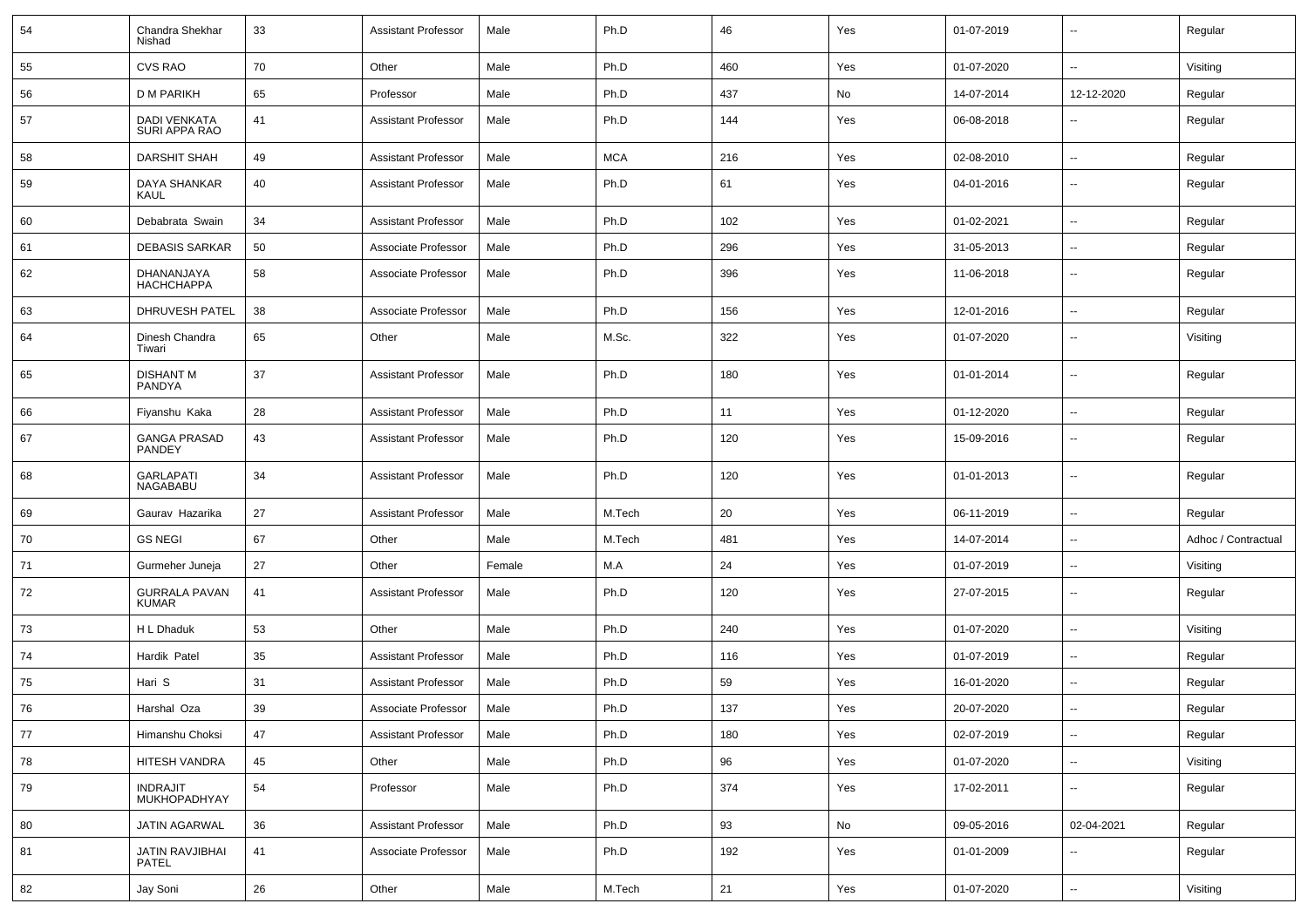| 54 | Chandra Shekhar Nishad | 33 | Assistant Professor | Male | Ph.D | 46 | Yes | 01-07-2019 | -- | Regular |
|---|---|---|---|---|---|---|---|---|---|---|
| 55 | CVS RAO | 70 | Other | Male | Ph.D | 460 | Yes | 01-07-2020 | -- | Visiting |
| 56 | D M PARIKH | 65 | Professor | Male | Ph.D | 437 | No | 14-07-2014 | 12-12-2020 | Regular |
| 57 | DADI VENKATA SURI APPA RAO | 41 | Assistant Professor | Male | Ph.D | 144 | Yes | 06-08-2018 | -- | Regular |
| 58 | DARSHIT SHAH | 49 | Assistant Professor | Male | MCA | 216 | Yes | 02-08-2010 | -- | Regular |
| 59 | DAYA SHANKAR KAUL | 40 | Assistant Professor | Male | Ph.D | 61 | Yes | 04-01-2016 | -- | Regular |
| 60 | Debabrata Swain | 34 | Assistant Professor | Male | Ph.D | 102 | Yes | 01-02-2021 | -- | Regular |
| 61 | DEBASIS SARKAR | 50 | Associate Professor | Male | Ph.D | 296 | Yes | 31-05-2013 | -- | Regular |
| 62 | DHANANJAYA HACHCHAPPA | 58 | Associate Professor | Male | Ph.D | 396 | Yes | 11-06-2018 | -- | Regular |
| 63 | DHRUVESH PATEL | 38 | Associate Professor | Male | Ph.D | 156 | Yes | 12-01-2016 | -- | Regular |
| 64 | Dinesh Chandra Tiwari | 65 | Other | Male | M.Sc. | 322 | Yes | 01-07-2020 | -- | Visiting |
| 65 | DISHANT M PANDYA | 37 | Assistant Professor | Male | Ph.D | 180 | Yes | 01-01-2014 | -- | Regular |
| 66 | Fiyanshu Kaka | 28 | Assistant Professor | Male | Ph.D | 11 | Yes | 01-12-2020 | -- | Regular |
| 67 | GANGA PRASAD PANDEY | 43 | Assistant Professor | Male | Ph.D | 120 | Yes | 15-09-2016 | -- | Regular |
| 68 | GARLAPATI NAGABABU | 34 | Assistant Professor | Male | Ph.D | 120 | Yes | 01-01-2013 | -- | Regular |
| 69 | Gaurav Hazarika | 27 | Assistant Professor | Male | M.Tech | 20 | Yes | 06-11-2019 | -- | Regular |
| 70 | GS NEGI | 67 | Other | Male | M.Tech | 481 | Yes | 14-07-2014 | -- | Adhoc / Contractual |
| 71 | Gurmeher Juneja | 27 | Other | Female | M.A | 24 | Yes | 01-07-2019 | -- | Visiting |
| 72 | GURRALA PAVAN KUMAR | 41 | Assistant Professor | Male | Ph.D | 120 | Yes | 27-07-2015 | -- | Regular |
| 73 | H L Dhaduk | 53 | Other | Male | Ph.D | 240 | Yes | 01-07-2020 | -- | Visiting |
| 74 | Hardik Patel | 35 | Assistant Professor | Male | Ph.D | 116 | Yes | 01-07-2019 | -- | Regular |
| 75 | Hari S | 31 | Assistant Professor | Male | Ph.D | 59 | Yes | 16-01-2020 | -- | Regular |
| 76 | Harshal Oza | 39 | Associate Professor | Male | Ph.D | 137 | Yes | 20-07-2020 | -- | Regular |
| 77 | Himanshu Choksi | 47 | Assistant Professor | Male | Ph.D | 180 | Yes | 02-07-2019 | -- | Regular |
| 78 | HITESH VANDRA | 45 | Other | Male | Ph.D | 96 | Yes | 01-07-2020 | -- | Visiting |
| 79 | INDRAJIT MUKHOPADHYAY | 54 | Professor | Male | Ph.D | 374 | Yes | 17-02-2011 | -- | Regular |
| 80 | JATIN AGARWAL | 36 | Assistant Professor | Male | Ph.D | 93 | No | 09-05-2016 | 02-04-2021 | Regular |
| 81 | JATIN RAVJIBHAI PATEL | 41 | Associate Professor | Male | Ph.D | 192 | Yes | 01-01-2009 | -- | Regular |
| 82 | Jay Soni | 26 | Other | Male | M.Tech | 21 | Yes | 01-07-2020 | -- | Visiting |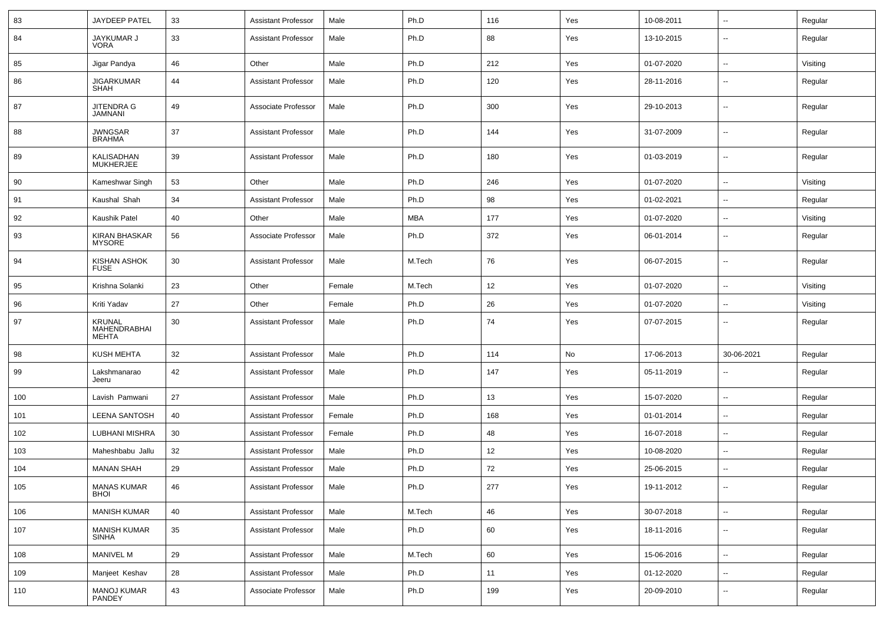| 83 | JAYDEEP PATEL | 33 | Assistant Professor | Male | Ph.D | 116 | Yes | 10-08-2011 | -- | Regular |
|---|---|---|---|---|---|---|---|---|---|---|
| 84 | JAYKUMAR J VORA | 33 | Assistant Professor | Male | Ph.D | 88 | Yes | 13-10-2015 | -- | Regular |
| 85 | Jigar Pandya | 46 | Other | Male | Ph.D | 212 | Yes | 01-07-2020 | -- | Visiting |
| 86 | JIGARKUMAR SHAH | 44 | Assistant Professor | Male | Ph.D | 120 | Yes | 28-11-2016 | -- | Regular |
| 87 | JITENDRA G JAMNANI | 49 | Associate Professor | Male | Ph.D | 300 | Yes | 29-10-2013 | -- | Regular |
| 88 | JWNGSAR BRAHMA | 37 | Assistant Professor | Male | Ph.D | 144 | Yes | 31-07-2009 | -- | Regular |
| 89 | KALISADHAN MUKHERJEE | 39 | Assistant Professor | Male | Ph.D | 180 | Yes | 01-03-2019 | -- | Regular |
| 90 | Kameshwar Singh | 53 | Other | Male | Ph.D | 246 | Yes | 01-07-2020 | -- | Visiting |
| 91 | Kaushal Shah | 34 | Assistant Professor | Male | Ph.D | 98 | Yes | 01-02-2021 | -- | Regular |
| 92 | Kaushik Patel | 40 | Other | Male | MBA | 177 | Yes | 01-07-2020 | -- | Visiting |
| 93 | KIRAN BHASKAR MYSORE | 56 | Associate Professor | Male | Ph.D | 372 | Yes | 06-01-2014 | -- | Regular |
| 94 | KISHAN ASHOK FUSE | 30 | Assistant Professor | Male | M.Tech | 76 | Yes | 06-07-2015 | -- | Regular |
| 95 | Krishna Solanki | 23 | Other | Female | M.Tech | 12 | Yes | 01-07-2020 | -- | Visiting |
| 96 | Kriti Yadav | 27 | Other | Female | Ph.D | 26 | Yes | 01-07-2020 | -- | Visiting |
| 97 | KRUNAL MAHENDRABHAI MEHTA | 30 | Assistant Professor | Male | Ph.D | 74 | Yes | 07-07-2015 | -- | Regular |
| 98 | KUSH MEHTA | 32 | Assistant Professor | Male | Ph.D | 114 | No | 17-06-2013 | 30-06-2021 | Regular |
| 99 | Lakshmanarao Jeeru | 42 | Assistant Professor | Male | Ph.D | 147 | Yes | 05-11-2019 | -- | Regular |
| 100 | Lavish Pamwani | 27 | Assistant Professor | Male | Ph.D | 13 | Yes | 15-07-2020 | -- | Regular |
| 101 | LEENA SANTOSH | 40 | Assistant Professor | Female | Ph.D | 168 | Yes | 01-01-2014 | -- | Regular |
| 102 | LUBHANI MISHRA | 30 | Assistant Professor | Female | Ph.D | 48 | Yes | 16-07-2018 | -- | Regular |
| 103 | Maheshbabu Jallu | 32 | Assistant Professor | Male | Ph.D | 12 | Yes | 10-08-2020 | -- | Regular |
| 104 | MANAN SHAH | 29 | Assistant Professor | Male | Ph.D | 72 | Yes | 25-06-2015 | -- | Regular |
| 105 | MANAS KUMAR BHOI | 46 | Assistant Professor | Male | Ph.D | 277 | Yes | 19-11-2012 | -- | Regular |
| 106 | MANISH KUMAR | 40 | Assistant Professor | Male | M.Tech | 46 | Yes | 30-07-2018 | -- | Regular |
| 107 | MANISH KUMAR SINHA | 35 | Assistant Professor | Male | Ph.D | 60 | Yes | 18-11-2016 | -- | Regular |
| 108 | MANIVEL M | 29 | Assistant Professor | Male | M.Tech | 60 | Yes | 15-06-2016 | -- | Regular |
| 109 | Manjeet Keshav | 28 | Assistant Professor | Male | Ph.D | 11 | Yes | 01-12-2020 | -- | Regular |
| 110 | MANOJ KUMAR PANDEY | 43 | Associate Professor | Male | Ph.D | 199 | Yes | 20-09-2010 | -- | Regular |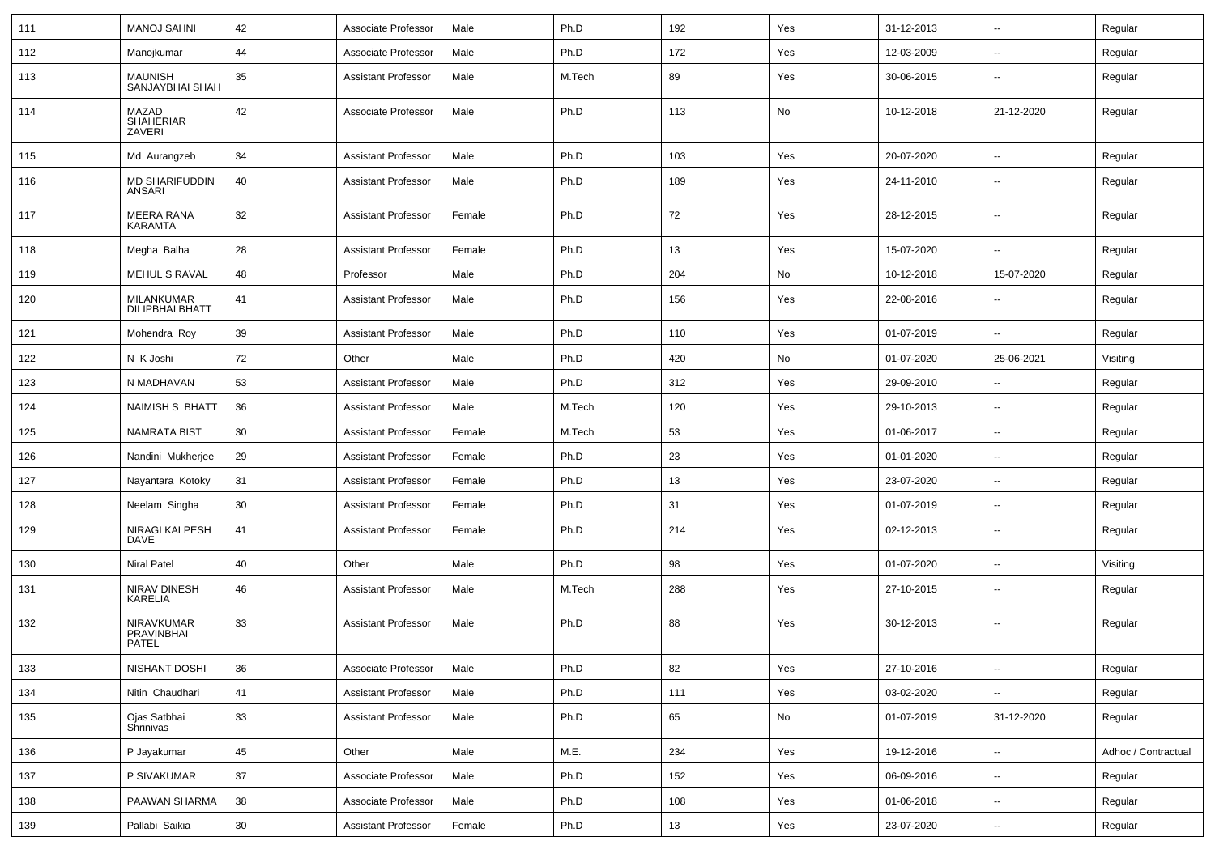| | | | | | | | | | | |
|---|---|---|---|---|---|---|---|---|---|---|
| 111 | MANOJ SAHNI | 42 | Associate Professor | Male | Ph.D | 192 | Yes | 31-12-2013 | -- | Regular |
| 112 | Manojkumar | 44 | Associate Professor | Male | Ph.D | 172 | Yes | 12-03-2009 | -- | Regular |
| 113 | MAUNISH SANJAYBHAI SHAH | 35 | Assistant Professor | Male | M.Tech | 89 | Yes | 30-06-2015 | -- | Regular |
| 114 | MAZAD SHAHERIAR ZAVERI | 42 | Associate Professor | Male | Ph.D | 113 | No | 10-12-2018 | 21-12-2020 | Regular |
| 115 | Md Aurangzeb | 34 | Assistant Professor | Male | Ph.D | 103 | Yes | 20-07-2020 | -- | Regular |
| 116 | MD SHARIFUDDIN ANSARI | 40 | Assistant Professor | Male | Ph.D | 189 | Yes | 24-11-2010 | -- | Regular |
| 117 | MEERA RANA KARAMTA | 32 | Assistant Professor | Female | Ph.D | 72 | Yes | 28-12-2015 | -- | Regular |
| 118 | Megha Balha | 28 | Assistant Professor | Female | Ph.D | 13 | Yes | 15-07-2020 | -- | Regular |
| 119 | MEHUL S RAVAL | 48 | Professor | Male | Ph.D | 204 | No | 10-12-2018 | 15-07-2020 | Regular |
| 120 | MILANKUMAR DILIPBHAI BHATT | 41 | Assistant Professor | Male | Ph.D | 156 | Yes | 22-08-2016 | -- | Regular |
| 121 | Mohendra Roy | 39 | Assistant Professor | Male | Ph.D | 110 | Yes | 01-07-2019 | -- | Regular |
| 122 | N K Joshi | 72 | Other | Male | Ph.D | 420 | No | 01-07-2020 | 25-06-2021 | Visiting |
| 123 | N MADHAVAN | 53 | Assistant Professor | Male | Ph.D | 312 | Yes | 29-09-2010 | -- | Regular |
| 124 | NAIMISH S BHATT | 36 | Assistant Professor | Male | M.Tech | 120 | Yes | 29-10-2013 | -- | Regular |
| 125 | NAMRATA BIST | 30 | Assistant Professor | Female | M.Tech | 53 | Yes | 01-06-2017 | -- | Regular |
| 126 | Nandini Mukherjee | 29 | Assistant Professor | Female | Ph.D | 23 | Yes | 01-01-2020 | -- | Regular |
| 127 | Nayantara Kotoky | 31 | Assistant Professor | Female | Ph.D | 13 | Yes | 23-07-2020 | -- | Regular |
| 128 | Neelam Singha | 30 | Assistant Professor | Female | Ph.D | 31 | Yes | 01-07-2019 | -- | Regular |
| 129 | NIRAGI KALPESH DAVE | 41 | Assistant Professor | Female | Ph.D | 214 | Yes | 02-12-2013 | -- | Regular |
| 130 | Niral Patel | 40 | Other | Male | Ph.D | 98 | Yes | 01-07-2020 | -- | Visiting |
| 131 | NIRAV DINESH KARELIA | 46 | Assistant Professor | Male | M.Tech | 288 | Yes | 27-10-2015 | -- | Regular |
| 132 | NIRAVKUMAR PRAVINBHAI PATEL | 33 | Assistant Professor | Male | Ph.D | 88 | Yes | 30-12-2013 | -- | Regular |
| 133 | NISHANT DOSHI | 36 | Associate Professor | Male | Ph.D | 82 | Yes | 27-10-2016 | -- | Regular |
| 134 | Nitin Chaudhari | 41 | Assistant Professor | Male | Ph.D | 111 | Yes | 03-02-2020 | -- | Regular |
| 135 | Ojas Satbhai Shrinivas | 33 | Assistant Professor | Male | Ph.D | 65 | No | 01-07-2019 | 31-12-2020 | Regular |
| 136 | P Jayakumar | 45 | Other | Male | M.E. | 234 | Yes | 19-12-2016 | -- | Adhoc / Contractual |
| 137 | P SIVAKUMAR | 37 | Associate Professor | Male | Ph.D | 152 | Yes | 06-09-2016 | -- | Regular |
| 138 | PAAWAN SHARMA | 38 | Associate Professor | Male | Ph.D | 108 | Yes | 01-06-2018 | -- | Regular |
| 139 | Pallabi Saikia | 30 | Assistant Professor | Female | Ph.D | 13 | Yes | 23-07-2020 | -- | Regular |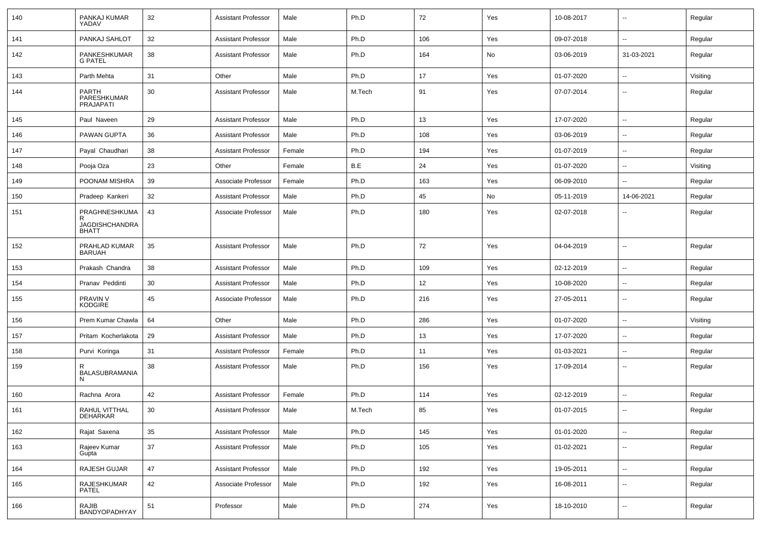| 140 | PANKAJ KUMAR YADAV | 32 | Assistant Professor | Male | Ph.D | 72 | Yes | 10-08-2017 | -- | Regular |
|---|---|---|---|---|---|---|---|---|---|---|
| 141 | PANKAJ SAHLOT | 32 | Assistant Professor | Male | Ph.D | 106 | Yes | 09-07-2018 | -- | Regular |
| 142 | PANKESHKUMAR G PATEL | 38 | Assistant Professor | Male | Ph.D | 164 | No | 03-06-2019 | 31-03-2021 | Regular |
| 143 | Parth Mehta | 31 | Other | Male | Ph.D | 17 | Yes | 01-07-2020 | -- | Visiting |
| 144 | PARTH PARESHKUMAR PRAJAPATI | 30 | Assistant Professor | Male | M.Tech | 91 | Yes | 07-07-2014 | -- | Regular |
| 145 | Paul Naveen | 29 | Assistant Professor | Male | Ph.D | 13 | Yes | 17-07-2020 | -- | Regular |
| 146 | PAWAN GUPTA | 36 | Assistant Professor | Male | Ph.D | 108 | Yes | 03-06-2019 | -- | Regular |
| 147 | Payal Chaudhari | 38 | Assistant Professor | Female | Ph.D | 194 | Yes | 01-07-2019 | -- | Regular |
| 148 | Pooja Oza | 23 | Other | Female | B.E | 24 | Yes | 01-07-2020 | -- | Visiting |
| 149 | POONAM MISHRA | 39 | Associate Professor | Female | Ph.D | 163 | Yes | 06-09-2010 | -- | Regular |
| 150 | Pradeep Kankeri | 32 | Assistant Professor | Male | Ph.D | 45 | No | 05-11-2019 | 14-06-2021 | Regular |
| 151 | PRAGHNESHKUMAR JAGDISHCHANDRA BHATT | 43 | Associate Professor | Male | Ph.D | 180 | Yes | 02-07-2018 | -- | Regular |
| 152 | PRAHLAD KUMAR BARUAH | 35 | Assistant Professor | Male | Ph.D | 72 | Yes | 04-04-2019 | -- | Regular |
| 153 | Prakash Chandra | 38 | Assistant Professor | Male | Ph.D | 109 | Yes | 02-12-2019 | -- | Regular |
| 154 | Pranav Peddinti | 30 | Assistant Professor | Male | Ph.D | 12 | Yes | 10-08-2020 | -- | Regular |
| 155 | PRAVIN V KODGIRE | 45 | Associate Professor | Male | Ph.D | 216 | Yes | 27-05-2011 | -- | Regular |
| 156 | Prem Kumar Chawla | 64 | Other | Male | Ph.D | 286 | Yes | 01-07-2020 | -- | Visiting |
| 157 | Pritam Kocherlakota | 29 | Assistant Professor | Male | Ph.D | 13 | Yes | 17-07-2020 | -- | Regular |
| 158 | Purvi Koringa | 31 | Assistant Professor | Female | Ph.D | 11 | Yes | 01-03-2021 | -- | Regular |
| 159 | R BALASUBRAMANIAN | 38 | Assistant Professor | Male | Ph.D | 156 | Yes | 17-09-2014 | -- | Regular |
| 160 | Rachna Arora | 42 | Assistant Professor | Female | Ph.D | 114 | Yes | 02-12-2019 | -- | Regular |
| 161 | RAHUL VITTHAL DEHARKAR | 30 | Assistant Professor | Male | M.Tech | 85 | Yes | 01-07-2015 | -- | Regular |
| 162 | Rajat Saxena | 35 | Assistant Professor | Male | Ph.D | 145 | Yes | 01-01-2020 | -- | Regular |
| 163 | Rajeev Kumar Gupta | 37 | Assistant Professor | Male | Ph.D | 105 | Yes | 01-02-2021 | -- | Regular |
| 164 | RAJESH GUJAR | 47 | Assistant Professor | Male | Ph.D | 192 | Yes | 19-05-2011 | -- | Regular |
| 165 | RAJESHKUMAR PATEL | 42 | Associate Professor | Male | Ph.D | 192 | Yes | 16-08-2011 | -- | Regular |
| 166 | RAJIB BANDYOPADHYAY | 51 | Professor | Male | Ph.D | 274 | Yes | 18-10-2010 | -- | Regular |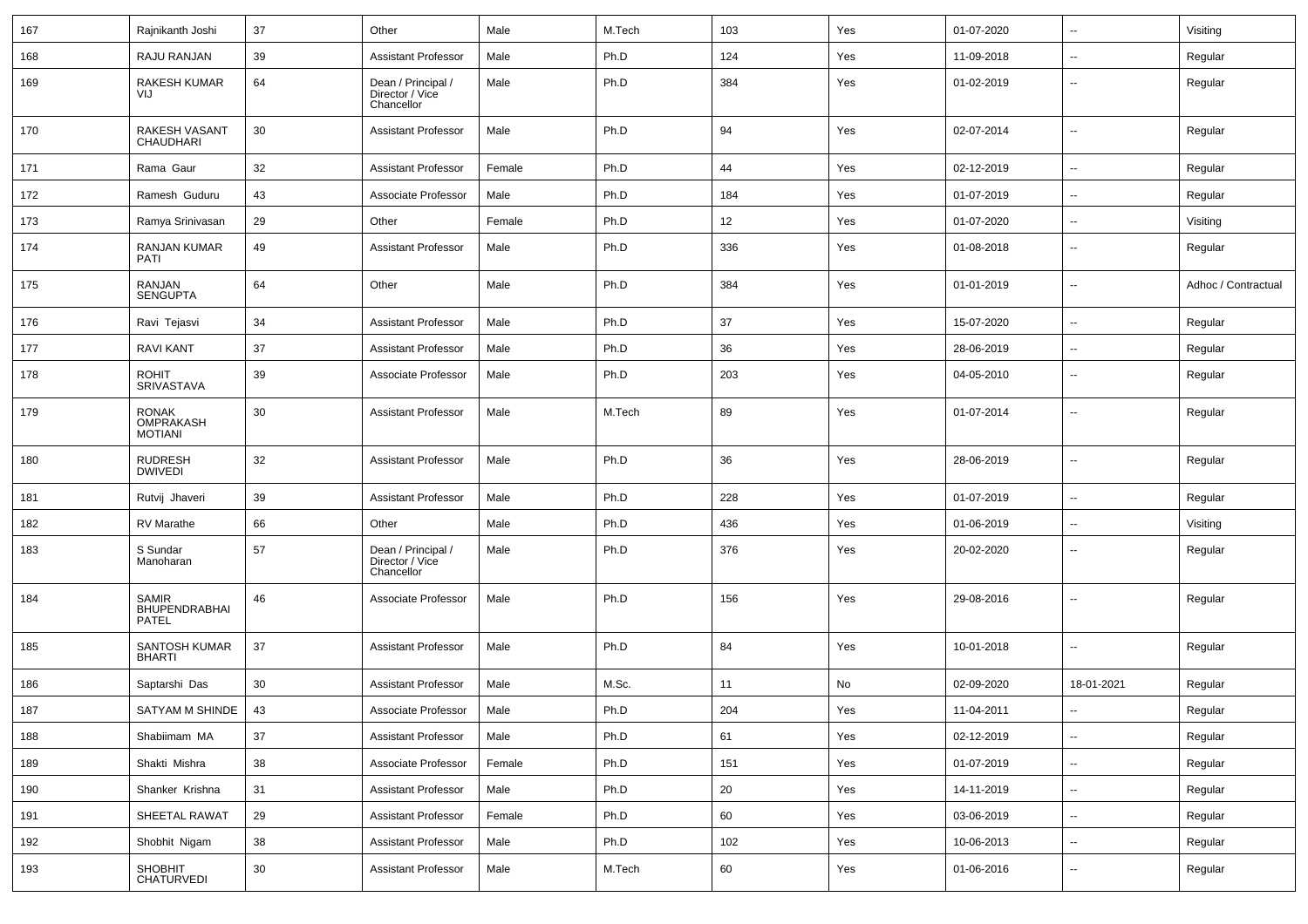| 167 | Rajnikanth Joshi | 37 | Other | Male | M.Tech | 103 | Yes | 01-07-2020 | -- | Visiting |
|---|---|---|---|---|---|---|---|---|---|---|
| 168 | RAJU RANJAN | 39 | Assistant Professor | Male | Ph.D | 124 | Yes | 11-09-2018 | -- | Regular |
| 169 | RAKESH KUMAR VIJ | 64 | Dean / Principal / Director / Vice Chancellor | Male | Ph.D | 384 | Yes | 01-02-2019 | -- | Regular |
| 170 | RAKESH VASANT CHAUDHARI | 30 | Assistant Professor | Male | Ph.D | 94 | Yes | 02-07-2014 | -- | Regular |
| 171 | Rama Gaur | 32 | Assistant Professor | Female | Ph.D | 44 | Yes | 02-12-2019 | -- | Regular |
| 172 | Ramesh Guduru | 43 | Associate Professor | Male | Ph.D | 184 | Yes | 01-07-2019 | -- | Regular |
| 173 | Ramya Srinivasan | 29 | Other | Female | Ph.D | 12 | Yes | 01-07-2020 | -- | Visiting |
| 174 | RANJAN KUMAR PATI | 49 | Assistant Professor | Male | Ph.D | 336 | Yes | 01-08-2018 | -- | Regular |
| 175 | RANJAN SENGUPTA | 64 | Other | Male | Ph.D | 384 | Yes | 01-01-2019 | -- | Adhoc / Contractual |
| 176 | Ravi Tejasvi | 34 | Assistant Professor | Male | Ph.D | 37 | Yes | 15-07-2020 | -- | Regular |
| 177 | RAVI KANT | 37 | Assistant Professor | Male | Ph.D | 36 | Yes | 28-06-2019 | -- | Regular |
| 178 | ROHIT SRIVASTAVA | 39 | Associate Professor | Male | Ph.D | 203 | Yes | 04-05-2010 | -- | Regular |
| 179 | RONAK OMPRAKASH MOTIANI | 30 | Assistant Professor | Male | M.Tech | 89 | Yes | 01-07-2014 | -- | Regular |
| 180 | RUDRESH DWIVEDI | 32 | Assistant Professor | Male | Ph.D | 36 | Yes | 28-06-2019 | -- | Regular |
| 181 | Rutvij Jhaveri | 39 | Assistant Professor | Male | Ph.D | 228 | Yes | 01-07-2019 | -- | Regular |
| 182 | RV Marathe | 66 | Other | Male | Ph.D | 436 | Yes | 01-06-2019 | -- | Visiting |
| 183 | S Sundar Manoharan | 57 | Dean / Principal / Director / Vice Chancellor | Male | Ph.D | 376 | Yes | 20-02-2020 | -- | Regular |
| 184 | SAMIR BHUPENDRABHAI PATEL | 46 | Associate Professor | Male | Ph.D | 156 | Yes | 29-08-2016 | -- | Regular |
| 185 | SANTOSH KUMAR BHARTI | 37 | Assistant Professor | Male | Ph.D | 84 | Yes | 10-01-2018 | -- | Regular |
| 186 | Saptarshi Das | 30 | Assistant Professor | Male | M.Sc. | 11 | No | 02-09-2020 | 18-01-2021 | Regular |
| 187 | SATYAM M SHINDE | 43 | Associate Professor | Male | Ph.D | 204 | Yes | 11-04-2011 | -- | Regular |
| 188 | Shabiimam MA | 37 | Assistant Professor | Male | Ph.D | 61 | Yes | 02-12-2019 | -- | Regular |
| 189 | Shakti Mishra | 38 | Associate Professor | Female | Ph.D | 151 | Yes | 01-07-2019 | -- | Regular |
| 190 | Shanker Krishna | 31 | Assistant Professor | Male | Ph.D | 20 | Yes | 14-11-2019 | -- | Regular |
| 191 | SHEETAL RAWAT | 29 | Assistant Professor | Female | Ph.D | 60 | Yes | 03-06-2019 | -- | Regular |
| 192 | Shobhit Nigam | 38 | Assistant Professor | Male | Ph.D | 102 | Yes | 10-06-2013 | -- | Regular |
| 193 | SHOBHIT CHATURVEDI | 30 | Assistant Professor | Male | M.Tech | 60 | Yes | 01-06-2016 | -- | Regular |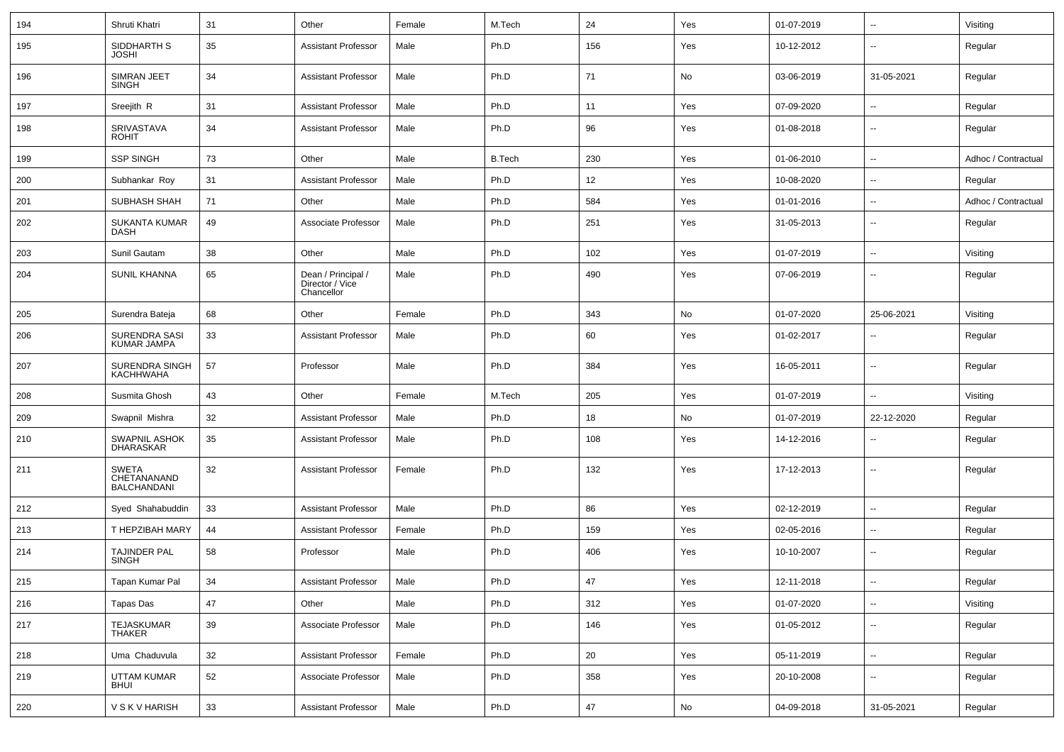| 194 | Shruti Khatri | 31 | Other | Female | M.Tech | 24 | Yes | 01-07-2019 | -- | Visiting |
|---|---|---|---|---|---|---|---|---|---|---|
| 195 | SIDDHARTH S JOSHI | 35 | Assistant Professor | Male | Ph.D | 156 | Yes | 10-12-2012 | -- | Regular |
| 196 | SIMRAN JEET SINGH | 34 | Assistant Professor | Male | Ph.D | 71 | No | 03-06-2019 | 31-05-2021 | Regular |
| 197 | Sreejith R | 31 | Assistant Professor | Male | Ph.D | 11 | Yes | 07-09-2020 | -- | Regular |
| 198 | SRIVASTAVA ROHIT | 34 | Assistant Professor | Male | Ph.D | 96 | Yes | 01-08-2018 | -- | Regular |
| 199 | SSP SINGH | 73 | Other | Male | B.Tech | 230 | Yes | 01-06-2010 | -- | Adhoc / Contractual |
| 200 | Subhankar Roy | 31 | Assistant Professor | Male | Ph.D | 12 | Yes | 10-08-2020 | -- | Regular |
| 201 | SUBHASH SHAH | 71 | Other | Male | Ph.D | 584 | Yes | 01-01-2016 | -- | Adhoc / Contractual |
| 202 | SUKANTA KUMAR DASH | 49 | Associate Professor | Male | Ph.D | 251 | Yes | 31-05-2013 | -- | Regular |
| 203 | Sunil Gautam | 38 | Other | Male | Ph.D | 102 | Yes | 01-07-2019 | -- | Visiting |
| 204 | SUNIL KHANNA | 65 | Dean / Principal / Director / Vice Chancellor | Male | Ph.D | 490 | Yes | 07-06-2019 | -- | Regular |
| 205 | Surendra Bateja | 68 | Other | Female | Ph.D | 343 | No | 01-07-2020 | 25-06-2021 | Visiting |
| 206 | SURENDRA SASI KUMAR JAMPA | 33 | Assistant Professor | Male | Ph.D | 60 | Yes | 01-02-2017 | -- | Regular |
| 207 | SURENDRA SINGH KACHHWAHA | 57 | Professor | Male | Ph.D | 384 | Yes | 16-05-2011 | -- | Regular |
| 208 | Susmita Ghosh | 43 | Other | Female | M.Tech | 205 | Yes | 01-07-2019 | -- | Visiting |
| 209 | Swapnil Mishra | 32 | Assistant Professor | Male | Ph.D | 18 | No | 01-07-2019 | 22-12-2020 | Regular |
| 210 | SWAPNIL ASHOK DHARASKAR | 35 | Assistant Professor | Male | Ph.D | 108 | Yes | 14-12-2016 | -- | Regular |
| 211 | SWETA CHETANANAND BALCHANDANI | 32 | Assistant Professor | Female | Ph.D | 132 | Yes | 17-12-2013 | -- | Regular |
| 212 | Syed Shahabuddin | 33 | Assistant Professor | Male | Ph.D | 86 | Yes | 02-12-2019 | -- | Regular |
| 213 | T HEPZIBAH MARY | 44 | Assistant Professor | Female | Ph.D | 159 | Yes | 02-05-2016 | -- | Regular |
| 214 | TAJINDER PAL SINGH | 58 | Professor | Male | Ph.D | 406 | Yes | 10-10-2007 | -- | Regular |
| 215 | Tapan Kumar Pal | 34 | Assistant Professor | Male | Ph.D | 47 | Yes | 12-11-2018 | -- | Regular |
| 216 | Tapas Das | 47 | Other | Male | Ph.D | 312 | Yes | 01-07-2020 | -- | Visiting |
| 217 | TEJASKUMAR THAKER | 39 | Associate Professor | Male | Ph.D | 146 | Yes | 01-05-2012 | -- | Regular |
| 218 | Uma Chaduvula | 32 | Assistant Professor | Female | Ph.D | 20 | Yes | 05-11-2019 | -- | Regular |
| 219 | UTTAM KUMAR BHUI | 52 | Associate Professor | Male | Ph.D | 358 | Yes | 20-10-2008 | -- | Regular |
| 220 | V S K V HARISH | 33 | Assistant Professor | Male | Ph.D | 47 | No | 04-09-2018 | 31-05-2021 | Regular |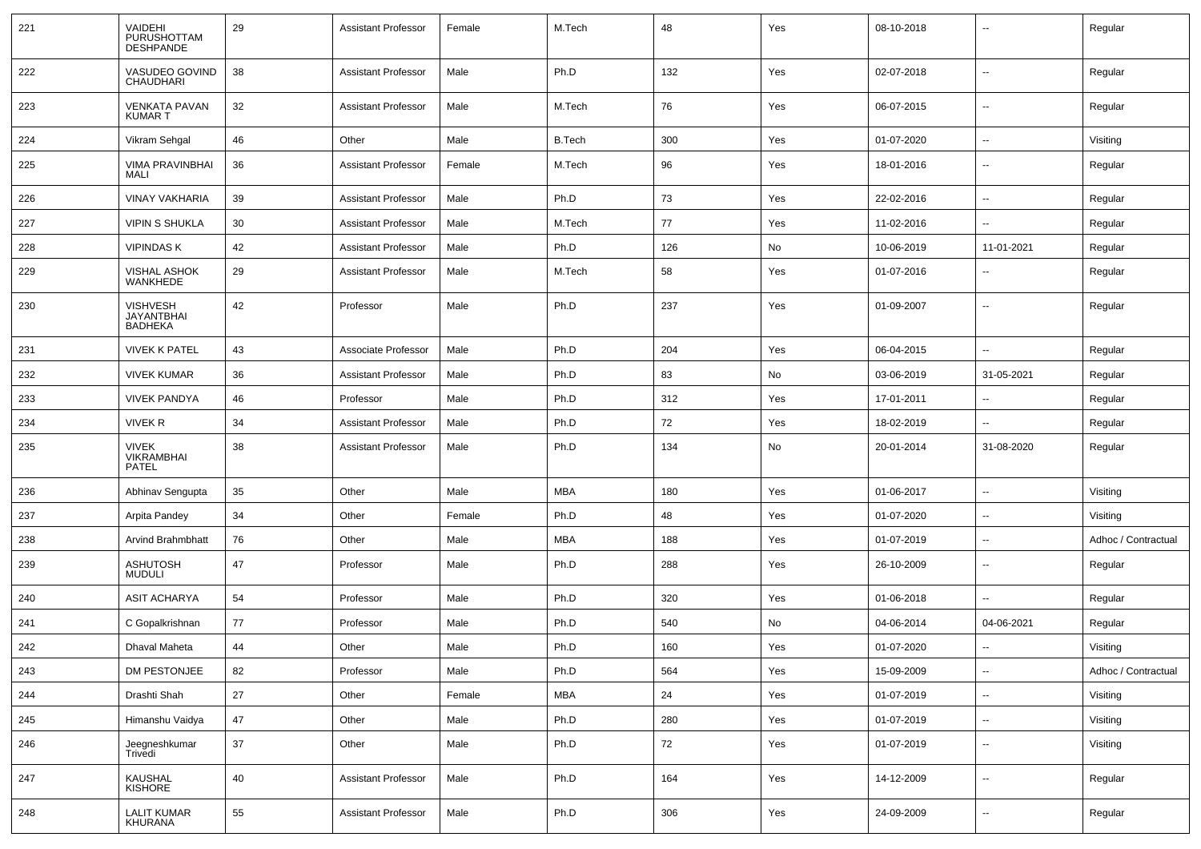| 221 | VAIDEHI PURUSHOTTAM DESHPANDE | 29 | Assistant Professor | Female | M.Tech | 48 | Yes | 08-10-2018 | -- | Regular |
|---|---|---|---|---|---|---|---|---|---|---|
| 222 | VASUDEO GOVIND CHAUDHARI | 38 | Assistant Professor | Male | Ph.D | 132 | Yes | 02-07-2018 | -- | Regular |
| 223 | VENKATA PAVAN KUMAR T | 32 | Assistant Professor | Male | M.Tech | 76 | Yes | 06-07-2015 | -- | Regular |
| 224 | Vikram Sehgal | 46 | Other | Male | B.Tech | 300 | Yes | 01-07-2020 | -- | Visiting |
| 225 | VIMA PRAVINBHAI MALI | 36 | Assistant Professor | Female | M.Tech | 96 | Yes | 18-01-2016 | -- | Regular |
| 226 | VINAY VAKHARIA | 39 | Assistant Professor | Male | Ph.D | 73 | Yes | 22-02-2016 | -- | Regular |
| 227 | VIPIN S SHUKLA | 30 | Assistant Professor | Male | M.Tech | 77 | Yes | 11-02-2016 | -- | Regular |
| 228 | VIPINDAS K | 42 | Assistant Professor | Male | Ph.D | 126 | No | 10-06-2019 | 11-01-2021 | Regular |
| 229 | VISHAL ASHOK WANKHEDE | 29 | Assistant Professor | Male | M.Tech | 58 | Yes | 01-07-2016 | -- | Regular |
| 230 | VISHVESH JAYANTBHAI BADHEKA | 42 | Professor | Male | Ph.D | 237 | Yes | 01-09-2007 | -- | Regular |
| 231 | VIVEK K PATEL | 43 | Associate Professor | Male | Ph.D | 204 | Yes | 06-04-2015 | -- | Regular |
| 232 | VIVEK KUMAR | 36 | Assistant Professor | Male | Ph.D | 83 | No | 03-06-2019 | 31-05-2021 | Regular |
| 233 | VIVEK PANDYA | 46 | Professor | Male | Ph.D | 312 | Yes | 17-01-2011 | -- | Regular |
| 234 | VIVEK R | 34 | Assistant Professor | Male | Ph.D | 72 | Yes | 18-02-2019 | -- | Regular |
| 235 | VIVEK VIKRAMBHAI PATEL | 38 | Assistant Professor | Male | Ph.D | 134 | No | 20-01-2014 | 31-08-2020 | Regular |
| 236 | Abhinav Sengupta | 35 | Other | Male | MBA | 180 | Yes | 01-06-2017 | -- | Visiting |
| 237 | Arpita Pandey | 34 | Other | Female | Ph.D | 48 | Yes | 01-07-2020 | -- | Visiting |
| 238 | Arvind Brahmbhatt | 76 | Other | Male | MBA | 188 | Yes | 01-07-2019 | -- | Adhoc / Contractual |
| 239 | ASHUTOSH MUDULI | 47 | Professor | Male | Ph.D | 288 | Yes | 26-10-2009 | -- | Regular |
| 240 | ASIT ACHARYA | 54 | Professor | Male | Ph.D | 320 | Yes | 01-06-2018 | -- | Regular |
| 241 | C Gopalkrishnan | 77 | Professor | Male | Ph.D | 540 | No | 04-06-2014 | 04-06-2021 | Regular |
| 242 | Dhaval Maheta | 44 | Other | Male | Ph.D | 160 | Yes | 01-07-2020 | -- | Visiting |
| 243 | DM PESTONJEE | 82 | Professor | Male | Ph.D | 564 | Yes | 15-09-2009 | -- | Adhoc / Contractual |
| 244 | Drashti Shah | 27 | Other | Female | MBA | 24 | Yes | 01-07-2019 | -- | Visiting |
| 245 | Himanshu Vaidya | 47 | Other | Male | Ph.D | 280 | Yes | 01-07-2019 | -- | Visiting |
| 246 | Jeegneshkumar Trivedi | 37 | Other | Male | Ph.D | 72 | Yes | 01-07-2019 | -- | Visiting |
| 247 | KAUSHAL KISHORE | 40 | Assistant Professor | Male | Ph.D | 164 | Yes | 14-12-2009 | -- | Regular |
| 248 | LALIT KUMAR KHURANA | 55 | Assistant Professor | Male | Ph.D | 306 | Yes | 24-09-2009 | -- | Regular |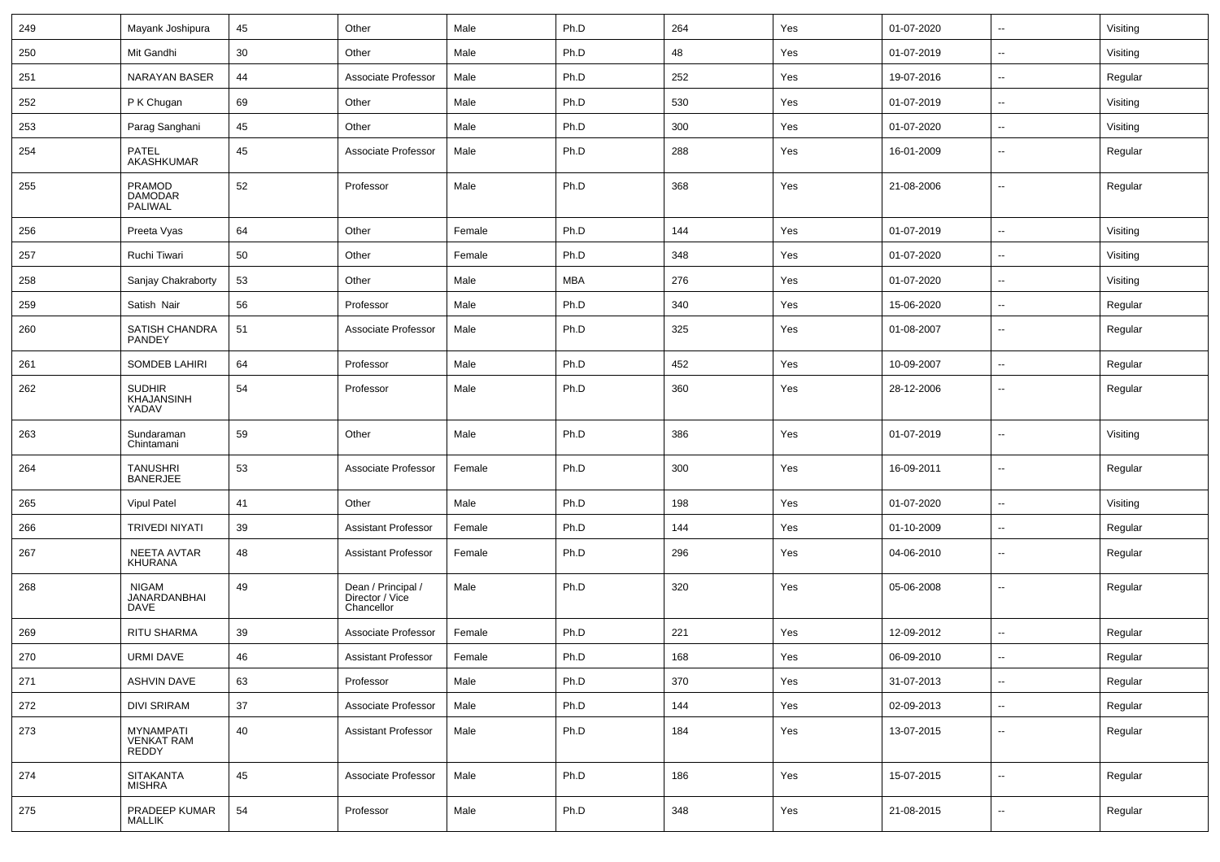| 249 | Mayank Joshipura | 45 | Other | Male | Ph.D | 264 | Yes | 01-07-2020 | -- | Visiting |
|---|---|---|---|---|---|---|---|---|---|---|
| 250 | Mit Gandhi | 30 | Other | Male | Ph.D | 48 | Yes | 01-07-2019 | -- | Visiting |
| 251 | NARAYAN BASER | 44 | Associate Professor | Male | Ph.D | 252 | Yes | 19-07-2016 | -- | Regular |
| 252 | P K Chugan | 69 | Other | Male | Ph.D | 530 | Yes | 01-07-2019 | -- | Visiting |
| 253 | Parag Sanghani | 45 | Other | Male | Ph.D | 300 | Yes | 01-07-2020 | -- | Visiting |
| 254 | PATEL AKASHKUMAR | 45 | Associate Professor | Male | Ph.D | 288 | Yes | 16-01-2009 | -- | Regular |
| 255 | PRAMOD DAMODAR PALIWAL | 52 | Professor | Male | Ph.D | 368 | Yes | 21-08-2006 | -- | Regular |
| 256 | Preeta Vyas | 64 | Other | Female | Ph.D | 144 | Yes | 01-07-2019 | -- | Visiting |
| 257 | Ruchi Tiwari | 50 | Other | Female | Ph.D | 348 | Yes | 01-07-2020 | -- | Visiting |
| 258 | Sanjay Chakraborty | 53 | Other | Male | MBA | 276 | Yes | 01-07-2020 | -- | Visiting |
| 259 | Satish Nair | 56 | Professor | Male | Ph.D | 340 | Yes | 15-06-2020 | -- | Regular |
| 260 | SATISH CHANDRA PANDEY | 51 | Associate Professor | Male | Ph.D | 325 | Yes | 01-08-2007 | -- | Regular |
| 261 | SOMDEB LAHIRI | 64 | Professor | Male | Ph.D | 452 | Yes | 10-09-2007 | -- | Regular |
| 262 | SUDHIR KHAJANSINH YADAV | 54 | Professor | Male | Ph.D | 360 | Yes | 28-12-2006 | -- | Regular |
| 263 | Sundaraman Chintamani | 59 | Other | Male | Ph.D | 386 | Yes | 01-07-2019 | -- | Visiting |
| 264 | TANUSHRI BANERJEE | 53 | Associate Professor | Female | Ph.D | 300 | Yes | 16-09-2011 | -- | Regular |
| 265 | Vipul Patel | 41 | Other | Male | Ph.D | 198 | Yes | 01-07-2020 | -- | Visiting |
| 266 | TRIVEDI NIYATI | 39 | Assistant Professor | Female | Ph.D | 144 | Yes | 01-10-2009 | -- | Regular |
| 267 | NEETA AVTAR KHURANA | 48 | Assistant Professor | Female | Ph.D | 296 | Yes | 04-06-2010 | -- | Regular |
| 268 | NIGAM JANARDANBHAI DAVE | 49 | Dean / Principal / Director / Vice Chancellor | Male | Ph.D | 320 | Yes | 05-06-2008 | -- | Regular |
| 269 | RITU SHARMA | 39 | Associate Professor | Female | Ph.D | 221 | Yes | 12-09-2012 | -- | Regular |
| 270 | URMI DAVE | 46 | Assistant Professor | Female | Ph.D | 168 | Yes | 06-09-2010 | -- | Regular |
| 271 | ASHVIN DAVE | 63 | Professor | Male | Ph.D | 370 | Yes | 31-07-2013 | -- | Regular |
| 272 | DIVI SRIRAM | 37 | Associate Professor | Male | Ph.D | 144 | Yes | 02-09-2013 | -- | Regular |
| 273 | MYNAMPATI VENKAT RAM REDDY | 40 | Assistant Professor | Male | Ph.D | 184 | Yes | 13-07-2015 | -- | Regular |
| 274 | SITAKANTA MISHRA | 45 | Associate Professor | Male | Ph.D | 186 | Yes | 15-07-2015 | -- | Regular |
| 275 | PRADEEP KUMAR MALLIK | 54 | Professor | Male | Ph.D | 348 | Yes | 21-08-2015 | -- | Regular |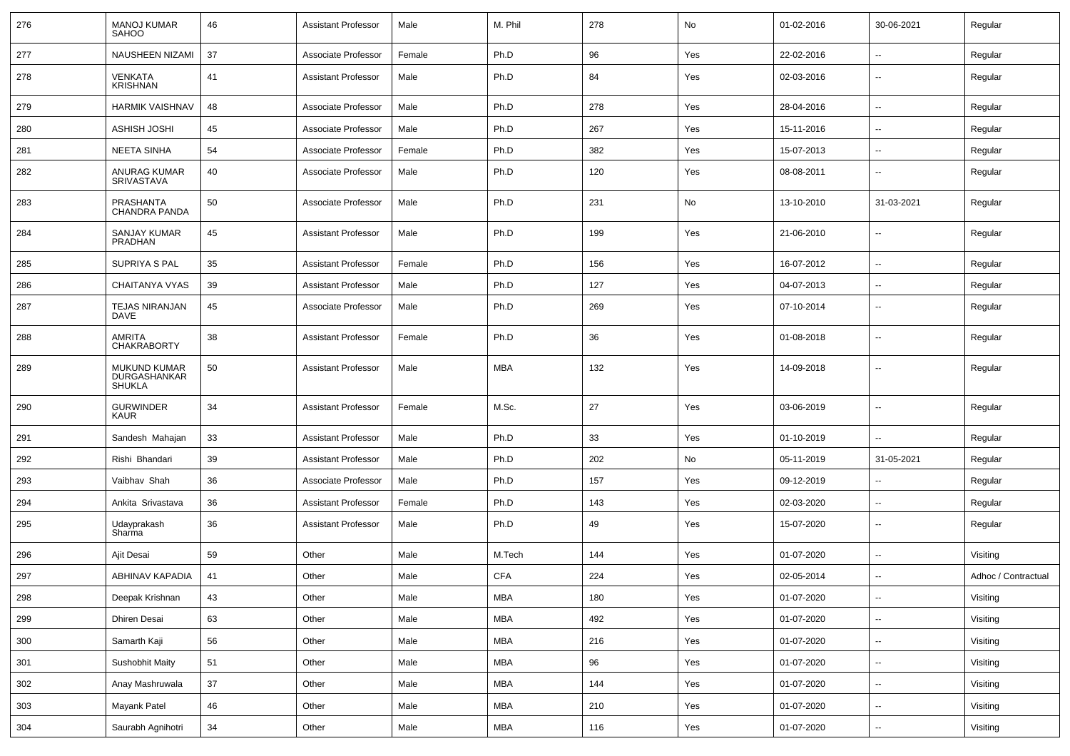| 276 | MANOJ KUMAR SAHOO | 46 | Assistant Professor | Male | M. Phil | 278 | No | 01-02-2016 | 30-06-2021 | Regular |
|---|---|---|---|---|---|---|---|---|---|---|
| 277 | NAUSHEEN NIZAMI | 37 | Associate Professor | Female | Ph.D | 96 | Yes | 22-02-2016 | -- | Regular |
| 278 | VENKATA KRISHNAN | 41 | Assistant Professor | Male | Ph.D | 84 | Yes | 02-03-2016 | -- | Regular |
| 279 | HARMIK VAISHNAV | 48 | Associate Professor | Male | Ph.D | 278 | Yes | 28-04-2016 | -- | Regular |
| 280 | ASHISH JOSHI | 45 | Associate Professor | Male | Ph.D | 267 | Yes | 15-11-2016 | -- | Regular |
| 281 | NEETA SINHA | 54 | Associate Professor | Female | Ph.D | 382 | Yes | 15-07-2013 | -- | Regular |
| 282 | ANURAG KUMAR SRIVASTAVA | 40 | Associate Professor | Male | Ph.D | 120 | Yes | 08-08-2011 | -- | Regular |
| 283 | PRASHANTA CHANDRA PANDA | 50 | Associate Professor | Male | Ph.D | 231 | No | 13-10-2010 | 31-03-2021 | Regular |
| 284 | SANJAY KUMAR PRADHAN | 45 | Assistant Professor | Male | Ph.D | 199 | Yes | 21-06-2010 | -- | Regular |
| 285 | SUPRIYA S PAL | 35 | Assistant Professor | Female | Ph.D | 156 | Yes | 16-07-2012 | -- | Regular |
| 286 | CHAITANYA VYAS | 39 | Assistant Professor | Male | Ph.D | 127 | Yes | 04-07-2013 | -- | Regular |
| 287 | TEJAS NIRANJAN DAVE | 45 | Associate Professor | Male | Ph.D | 269 | Yes | 07-10-2014 | -- | Regular |
| 288 | AMRITA CHAKRABORTY | 38 | Assistant Professor | Female | Ph.D | 36 | Yes | 01-08-2018 | -- | Regular |
| 289 | MUKUND KUMAR DURGASHANKAR SHUKLA | 50 | Assistant Professor | Male | MBA | 132 | Yes | 14-09-2018 | -- | Regular |
| 290 | GURWINDER KAUR | 34 | Assistant Professor | Female | M.Sc. | 27 | Yes | 03-06-2019 | -- | Regular |
| 291 | Sandesh Mahajan | 33 | Assistant Professor | Male | Ph.D | 33 | Yes | 01-10-2019 | -- | Regular |
| 292 | Rishi Bhandari | 39 | Assistant Professor | Male | Ph.D | 202 | No | 05-11-2019 | 31-05-2021 | Regular |
| 293 | Vaibhav Shah | 36 | Associate Professor | Male | Ph.D | 157 | Yes | 09-12-2019 | -- | Regular |
| 294 | Ankita Srivastava | 36 | Assistant Professor | Female | Ph.D | 143 | Yes | 02-03-2020 | -- | Regular |
| 295 | Udayprakash Sharma | 36 | Assistant Professor | Male | Ph.D | 49 | Yes | 15-07-2020 | -- | Regular |
| 296 | Ajit Desai | 59 | Other | Male | M.Tech | 144 | Yes | 01-07-2020 | -- | Visiting |
| 297 | ABHINAV KAPADIA | 41 | Other | Male | CFA | 224 | Yes | 02-05-2014 | -- | Adhoc / Contractual |
| 298 | Deepak Krishnan | 43 | Other | Male | MBA | 180 | Yes | 01-07-2020 | -- | Visiting |
| 299 | Dhiren Desai | 63 | Other | Male | MBA | 492 | Yes | 01-07-2020 | -- | Visiting |
| 300 | Samarth Kaji | 56 | Other | Male | MBA | 216 | Yes | 01-07-2020 | -- | Visiting |
| 301 | Sushobhit Maity | 51 | Other | Male | MBA | 96 | Yes | 01-07-2020 | -- | Visiting |
| 302 | Anay Mashruwala | 37 | Other | Male | MBA | 144 | Yes | 01-07-2020 | -- | Visiting |
| 303 | Mayank Patel | 46 | Other | Male | MBA | 210 | Yes | 01-07-2020 | -- | Visiting |
| 304 | Saurabh Agnihotri | 34 | Other | Male | MBA | 116 | Yes | 01-07-2020 | -- | Visiting |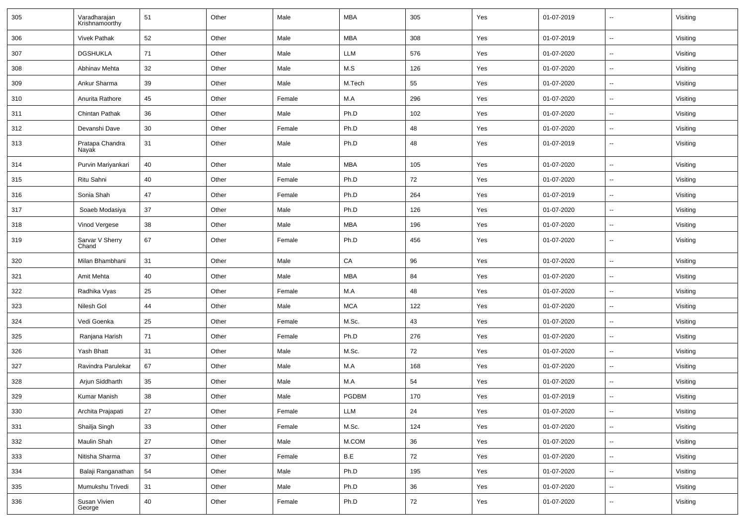| 305 | Varadharajan Krishnamoorthy | 51 | Other | Male | MBA | 305 | Yes | 01-07-2019 | -- | Visiting |
|---|---|---|---|---|---|---|---|---|---|---|
| 306 | Vivek Pathak | 52 | Other | Male | MBA | 308 | Yes | 01-07-2019 | -- | Visiting |
| 307 | DGSHUKLA | 71 | Other | Male | LLM | 576 | Yes | 01-07-2020 | -- | Visiting |
| 308 | Abhinav Mehta | 32 | Other | Male | M.S | 126 | Yes | 01-07-2020 | -- | Visiting |
| 309 | Ankur Sharma | 39 | Other | Male | M.Tech | 55 | Yes | 01-07-2020 | -- | Visiting |
| 310 | Anurita Rathore | 45 | Other | Female | M.A | 296 | Yes | 01-07-2020 | -- | Visiting |
| 311 | Chintan Pathak | 36 | Other | Male | Ph.D | 102 | Yes | 01-07-2020 | -- | Visiting |
| 312 | Devanshi Dave | 30 | Other | Female | Ph.D | 48 | Yes | 01-07-2020 | -- | Visiting |
| 313 | Pratapa Chandra Nayak | 31 | Other | Male | Ph.D | 48 | Yes | 01-07-2019 | -- | Visiting |
| 314 | Purvin Mariyankari | 40 | Other | Male | MBA | 105 | Yes | 01-07-2020 | -- | Visiting |
| 315 | Ritu Sahni | 40 | Other | Female | Ph.D | 72 | Yes | 01-07-2020 | -- | Visiting |
| 316 | Sonia Shah | 47 | Other | Female | Ph.D | 264 | Yes | 01-07-2019 | -- | Visiting |
| 317 | Soaeb Modasiya | 37 | Other | Male | Ph.D | 126 | Yes | 01-07-2020 | -- | Visiting |
| 318 | Vinod Vergese | 38 | Other | Male | MBA | 196 | Yes | 01-07-2020 | -- | Visiting |
| 319 | Sarvar V Sherry Chand | 67 | Other | Female | Ph.D | 456 | Yes | 01-07-2020 | -- | Visiting |
| 320 | Milan Bhambhani | 31 | Other | Male | CA | 96 | Yes | 01-07-2020 | -- | Visiting |
| 321 | Amit Mehta | 40 | Other | Male | MBA | 84 | Yes | 01-07-2020 | -- | Visiting |
| 322 | Radhika Vyas | 25 | Other | Female | M.A | 48 | Yes | 01-07-2020 | -- | Visiting |
| 323 | Nilesh Gol | 44 | Other | Male | MCA | 122 | Yes | 01-07-2020 | -- | Visiting |
| 324 | Vedi Goenka | 25 | Other | Female | M.Sc. | 43 | Yes | 01-07-2020 | -- | Visiting |
| 325 | Ranjana Harish | 71 | Other | Female | Ph.D | 276 | Yes | 01-07-2020 | -- | Visiting |
| 326 | Yash Bhatt | 31 | Other | Male | M.Sc. | 72 | Yes | 01-07-2020 | -- | Visiting |
| 327 | Ravindra Parulekar | 67 | Other | Male | M.A | 168 | Yes | 01-07-2020 | -- | Visiting |
| 328 | Arjun Siddharth | 35 | Other | Male | M.A | 54 | Yes | 01-07-2020 | -- | Visiting |
| 329 | Kumar Manish | 38 | Other | Male | PGDBM | 170 | Yes | 01-07-2019 | -- | Visiting |
| 330 | Archita Prajapati | 27 | Other | Female | LLM | 24 | Yes | 01-07-2020 | -- | Visiting |
| 331 | Shailja Singh | 33 | Other | Female | M.Sc. | 124 | Yes | 01-07-2020 | -- | Visiting |
| 332 | Maulin Shah | 27 | Other | Male | M.COM | 36 | Yes | 01-07-2020 | -- | Visiting |
| 333 | Nitisha Sharma | 37 | Other | Female | B.E | 72 | Yes | 01-07-2020 | -- | Visiting |
| 334 | Balaji Ranganathan | 54 | Other | Male | Ph.D | 195 | Yes | 01-07-2020 | -- | Visiting |
| 335 | Mumukshu Trivedi | 31 | Other | Male | Ph.D | 36 | Yes | 01-07-2020 | -- | Visiting |
| 336 | Susan Vivien George | 40 | Other | Female | Ph.D | 72 | Yes | 01-07-2020 | -- | Visiting |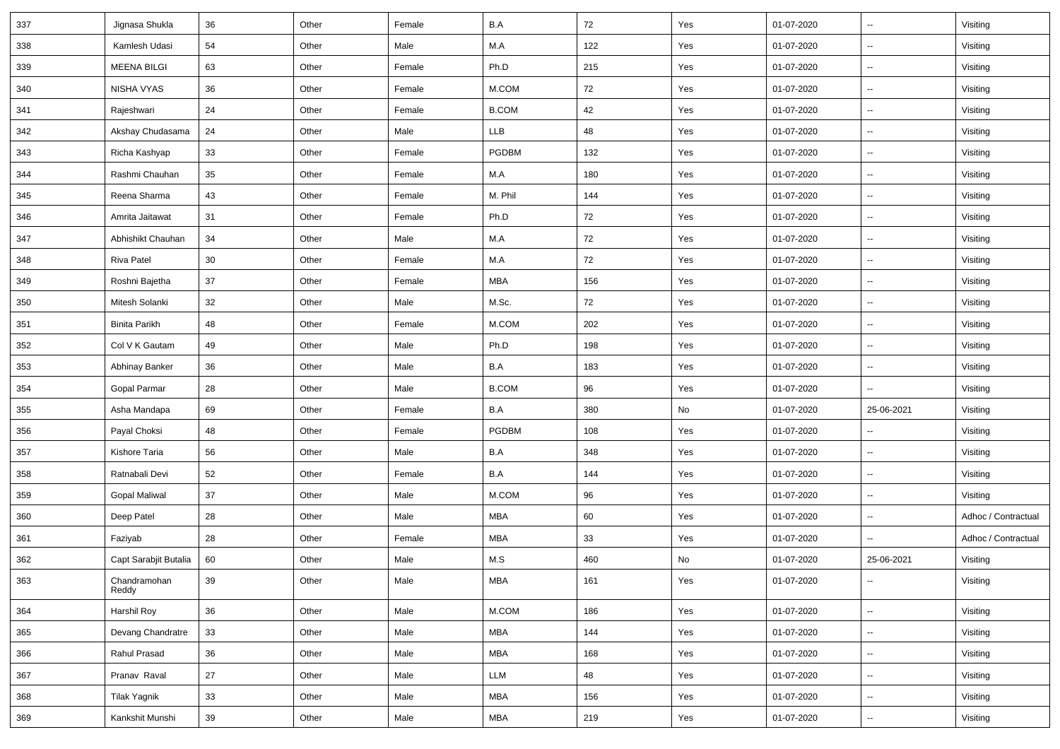| 337 | Jignasa Shukla | 36 | Other | Female | B.A | 72 | Yes | 01-07-2020 | -- | Visiting |
|---|---|---|---|---|---|---|---|---|---|---|
| 338 | Kamlesh Udasi | 54 | Other | Male | M.A | 122 | Yes | 01-07-2020 | -- | Visiting |
| 339 | MEENA BILGI | 63 | Other | Female | Ph.D | 215 | Yes | 01-07-2020 | -- | Visiting |
| 340 | NISHA VYAS | 36 | Other | Female | M.COM | 72 | Yes | 01-07-2020 | -- | Visiting |
| 341 | Rajeshwari | 24 | Other | Female | B.COM | 42 | Yes | 01-07-2020 | -- | Visiting |
| 342 | Akshay Chudasama | 24 | Other | Male | LLB | 48 | Yes | 01-07-2020 | -- | Visiting |
| 343 | Richa Kashyap | 33 | Other | Female | PGDBM | 132 | Yes | 01-07-2020 | -- | Visiting |
| 344 | Rashmi Chauhan | 35 | Other | Female | M.A | 180 | Yes | 01-07-2020 | -- | Visiting |
| 345 | Reena Sharma | 43 | Other | Female | M. Phil | 144 | Yes | 01-07-2020 | -- | Visiting |
| 346 | Amrita Jaitawat | 31 | Other | Female | Ph.D | 72 | Yes | 01-07-2020 | -- | Visiting |
| 347 | Abhishikt Chauhan | 34 | Other | Male | M.A | 72 | Yes | 01-07-2020 | -- | Visiting |
| 348 | Riva Patel | 30 | Other | Female | M.A | 72 | Yes | 01-07-2020 | -- | Visiting |
| 349 | Roshni Bajetha | 37 | Other | Female | MBA | 156 | Yes | 01-07-2020 | -- | Visiting |
| 350 | Mitesh Solanki | 32 | Other | Male | M.Sc. | 72 | Yes | 01-07-2020 | -- | Visiting |
| 351 | Binita Parikh | 48 | Other | Female | M.COM | 202 | Yes | 01-07-2020 | -- | Visiting |
| 352 | Col V K Gautam | 49 | Other | Male | Ph.D | 198 | Yes | 01-07-2020 | -- | Visiting |
| 353 | Abhinay Banker | 36 | Other | Male | B.A | 183 | Yes | 01-07-2020 | -- | Visiting |
| 354 | Gopal Parmar | 28 | Other | Male | B.COM | 96 | Yes | 01-07-2020 | -- | Visiting |
| 355 | Asha Mandapa | 69 | Other | Female | B.A | 380 | No | 01-07-2020 | 25-06-2021 | Visiting |
| 356 | Payal Choksi | 48 | Other | Female | PGDBM | 108 | Yes | 01-07-2020 | -- | Visiting |
| 357 | Kishore Taria | 56 | Other | Male | B.A | 348 | Yes | 01-07-2020 | -- | Visiting |
| 358 | Ratnabali Devi | 52 | Other | Female | B.A | 144 | Yes | 01-07-2020 | -- | Visiting |
| 359 | Gopal Maliwal | 37 | Other | Male | M.COM | 96 | Yes | 01-07-2020 | -- | Visiting |
| 360 | Deep Patel | 28 | Other | Male | MBA | 60 | Yes | 01-07-2020 | -- | Adhoc / Contractual |
| 361 | Faziyab | 28 | Other | Female | MBA | 33 | Yes | 01-07-2020 | -- | Adhoc / Contractual |
| 362 | Capt Sarabjit Butalia | 60 | Other | Male | M.S | 460 | No | 01-07-2020 | 25-06-2021 | Visiting |
| 363 | Chandramohan Reddy | 39 | Other | Male | MBA | 161 | Yes | 01-07-2020 | -- | Visiting |
| 364 | Harshil Roy | 36 | Other | Male | M.COM | 186 | Yes | 01-07-2020 | -- | Visiting |
| 365 | Devang Chandratre | 33 | Other | Male | MBA | 144 | Yes | 01-07-2020 | -- | Visiting |
| 366 | Rahul Prasad | 36 | Other | Male | MBA | 168 | Yes | 01-07-2020 | -- | Visiting |
| 367 | Pranav Raval | 27 | Other | Male | LLM | 48 | Yes | 01-07-2020 | -- | Visiting |
| 368 | Tilak Yagnik | 33 | Other | Male | MBA | 156 | Yes | 01-07-2020 | -- | Visiting |
| 369 | Kankshit Munshi | 39 | Other | Male | MBA | 219 | Yes | 01-07-2020 | -- | Visiting |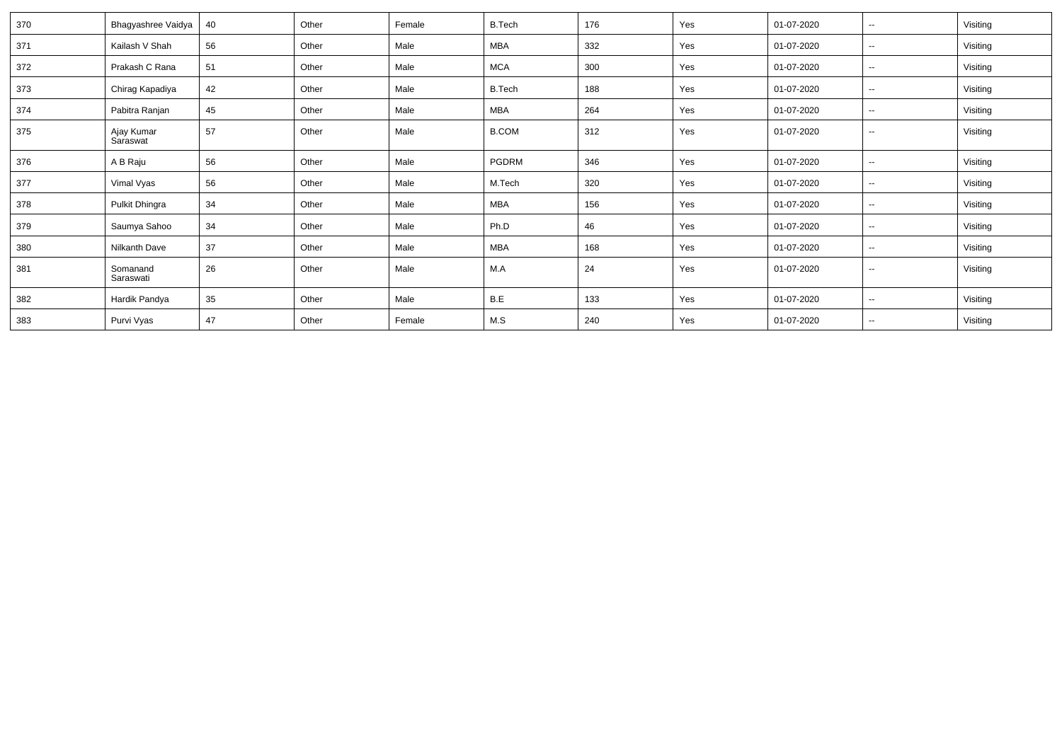| | | | | | | | | | | |
|---|---|---|---|---|---|---|---|---|---|---|
| 370 | Bhagyashree Vaidya | 40 | Other | Female | B.Tech | 176 | Yes | 01-07-2020 | -- | Visiting |
| 371 | Kailash V Shah | 56 | Other | Male | MBA | 332 | Yes | 01-07-2020 | -- | Visiting |
| 372 | Prakash C Rana | 51 | Other | Male | MCA | 300 | Yes | 01-07-2020 | -- | Visiting |
| 373 | Chirag Kapadiya | 42 | Other | Male | B.Tech | 188 | Yes | 01-07-2020 | -- | Visiting |
| 374 | Pabitra Ranjan | 45 | Other | Male | MBA | 264 | Yes | 01-07-2020 | -- | Visiting |
| 375 | Ajay Kumar Saraswat | 57 | Other | Male | B.COM | 312 | Yes | 01-07-2020 | -- | Visiting |
| 376 | A B Raju | 56 | Other | Male | PGDRM | 346 | Yes | 01-07-2020 | -- | Visiting |
| 377 | Vimal Vyas | 56 | Other | Male | M.Tech | 320 | Yes | 01-07-2020 | -- | Visiting |
| 378 | Pulkit Dhingra | 34 | Other | Male | MBA | 156 | Yes | 01-07-2020 | -- | Visiting |
| 379 | Saumya Sahoo | 34 | Other | Male | Ph.D | 46 | Yes | 01-07-2020 | -- | Visiting |
| 380 | Nilkanth Dave | 37 | Other | Male | MBA | 168 | Yes | 01-07-2020 | -- | Visiting |
| 381 | Somanand Saraswati | 26 | Other | Male | M.A | 24 | Yes | 01-07-2020 | -- | Visiting |
| 382 | Hardik Pandya | 35 | Other | Male | B.E | 133 | Yes | 01-07-2020 | -- | Visiting |
| 383 | Purvi Vyas | 47 | Other | Female | M.S | 240 | Yes | 01-07-2020 | -- | Visiting |